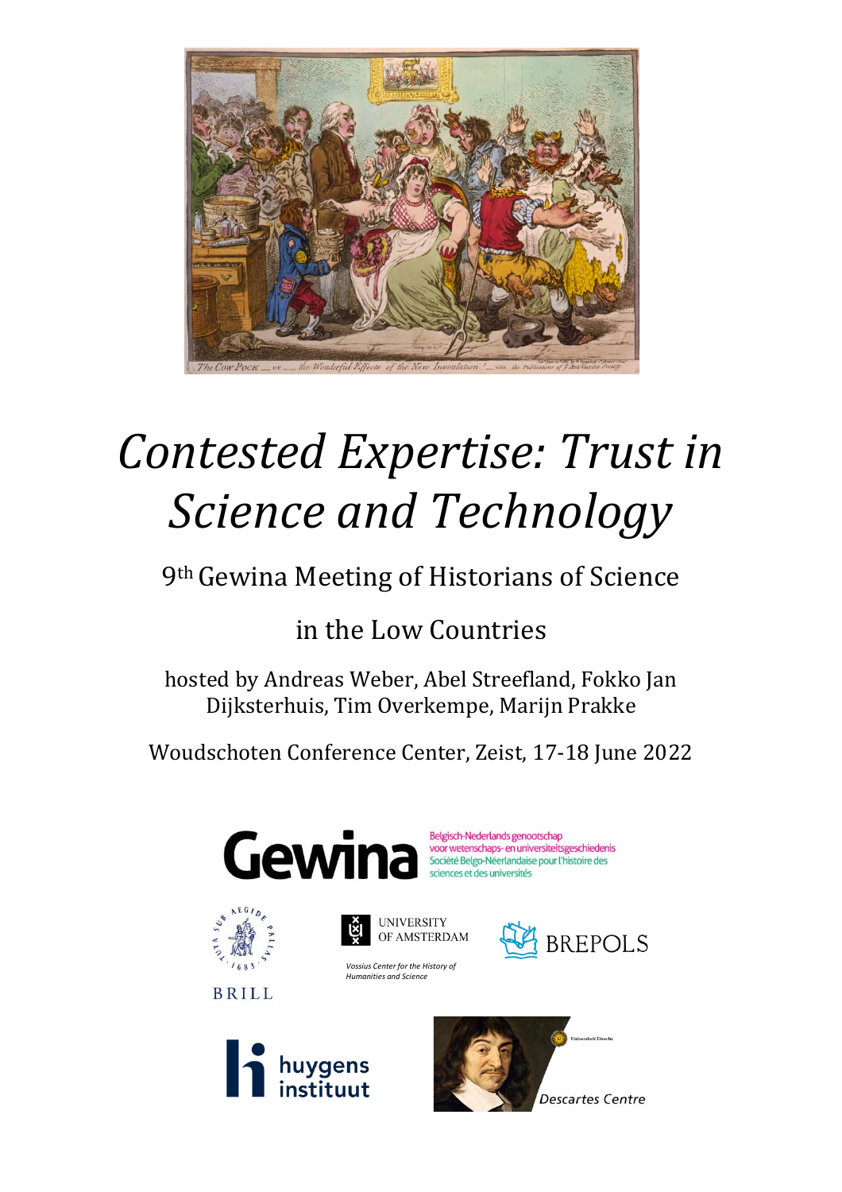# *Contested Expertise: Trust in Science and Technology*

9th Gewina Meeting of Historians of Science

in the Low Countries

hosted by Andreas Weber, Abel Streefland, Fokko Jan Dijksterhuis, Tim Overkempe, Marijn Prakke

Woudschoten Conference Center, Zeist, 17-18 June 2022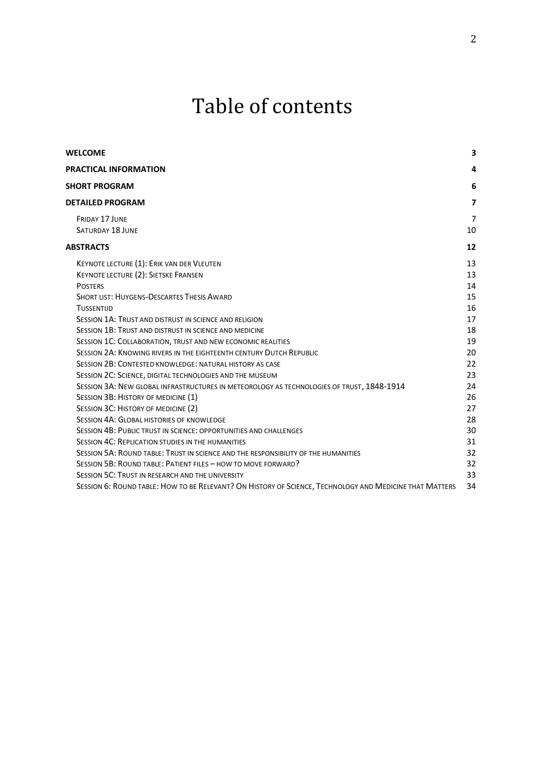# Table of contents

**WELCOME** 3

**PRACTICAL INFORMATION** 4

**SHORT PROGRAM** 6

**DETAILED PROGRAM** 7

- Friday 17 June 7
- Saturday 18 June 10

**ABSTRACTS** 12

- Keynote lecture (1): Erik van der Vleuten 13
- Keynote lecture (2): Sietske Fransen 13
- Posters 14
- Short list: Huygens-Descartes Thesis Award 15
- Tussentijd 16
- Session 1A: Trust and distrust in science and religion 17
- Session 1B: Trust and distrust in science and medicine 18
- Session 1C: Collaboration, trust and new economic realities 19
- Session 2A: Knowing rivers in the eighteenth century Dutch Republic 20
- Session 2B: Contested knowledge: natural history as case 22
- Session 2C: Science, digital technologies and the museum 23
- Session 3A: New global infrastructures in meteorology as technologies of trust, 1848-1914 24
- Session 3B: History of medicine (1) 26
- Session 3C: History of medicine (2) 27
- Session 4A: Global histories of knowledge 28
- Session 4B: Public trust in science: opportunities and challenges 30
- Session 4C: Replication studies in the humanities 31
- Session 5A: Round table: Trust in science and the responsibility of the humanities 32
- Session 5B: Round table: Patient files – how to move forward? 32
- Session 5C: Trust in research and the university 33
- Session 6: Round table: How to be Relevant? On History of Science, Technology and Medicine that Matters 34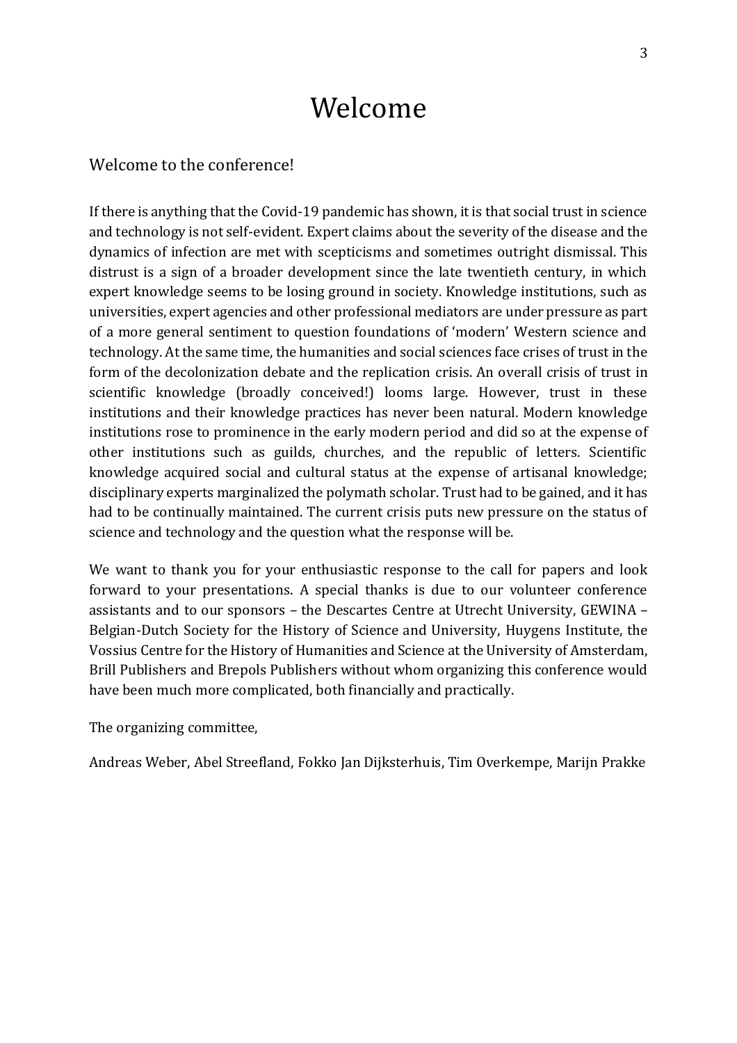# Welcome

## Welcome to the conference!

If there is anything that the Covid-19 pandemic has shown, it is that social trust in science and technology is not self-evident. Expert claims about the severity of the disease and the dynamics of infection are met with scepticisms and sometimes outright dismissal. This distrust is a sign of a broader development since the late twentieth century, in which expert knowledge seems to be losing ground in society. Knowledge institutions, such as universities, expert agencies and other professional mediators are under pressure as part of a more general sentiment to question foundations of 'modern' Western science and technology. At the same time, the humanities and social sciences face crises of trust in the form of the decolonization debate and the replication crisis. An overall crisis of trust in scientific knowledge (broadly conceived!) looms large. However, trust in these institutions and their knowledge practices has never been natural. Modern knowledge institutions rose to prominence in the early modern period and did so at the expense of other institutions such as guilds, churches, and the republic of letters. Scientific knowledge acquired social and cultural status at the expense of artisanal knowledge; disciplinary experts marginalized the polymath scholar. Trust had to be gained, and it has had to be continually maintained. The current crisis puts new pressure on the status of science and technology and the question what the response will be.

We want to thank you for your enthusiastic response to the call for papers and look forward to your presentations. A special thanks is due to our volunteer conference assistants and to our sponsors – the Descartes Centre at Utrecht University, GEWINA – Belgian-Dutch Society for the History of Science and University, Huygens Institute, the Vossius Centre for the History of Humanities and Science at the University of Amsterdam, Brill Publishers and Brepols Publishers without whom organizing this conference would have been much more complicated, both financially and practically.

The organizing committee,

Andreas Weber, Abel Streefland, Fokko Jan Dijksterhuis, Tim Overkempe, Marijn Prakke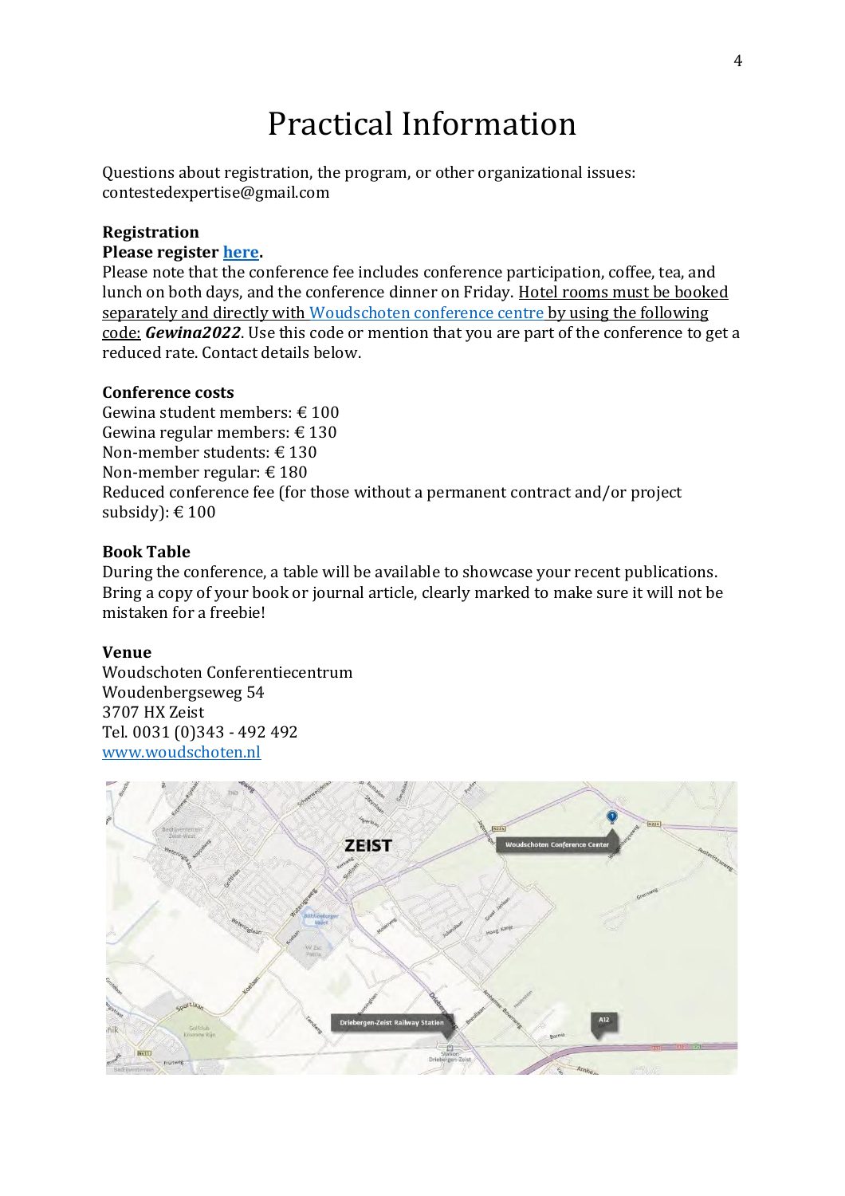# Practical Information

Questions about registration, the program, or other organizational issues: contestedexpertise@gmail.com

**Registration**

**Please register here.**

Please note that the conference fee includes conference participation, coffee, tea, and lunch on both days, and the conference dinner on Friday. Hotel rooms must be booked separately and directly with Woudschoten conference centre by using the following code: ***Gewina2022***. Use this code or mention that you are part of the conference to get a reduced rate. Contact details below.

**Conference costs**

Gewina student members: € 100
Gewina regular members: € 130
Non-member students: € 130
Non-member regular: € 180
Reduced conference fee (for those without a permanent contract and/or project subsidy): € 100

**Book Table**

During the conference, a table will be available to showcase your recent publications. Bring a copy of your book or journal article, clearly marked to make sure it will not be mistaken for a freebie!

**Venue**

Woudschoten Conferentiecentrum
Woudenbergseweg 54
3707 HX Zeist
Tel. 0031 (0)343 - 492 492
www.woudschoten.nl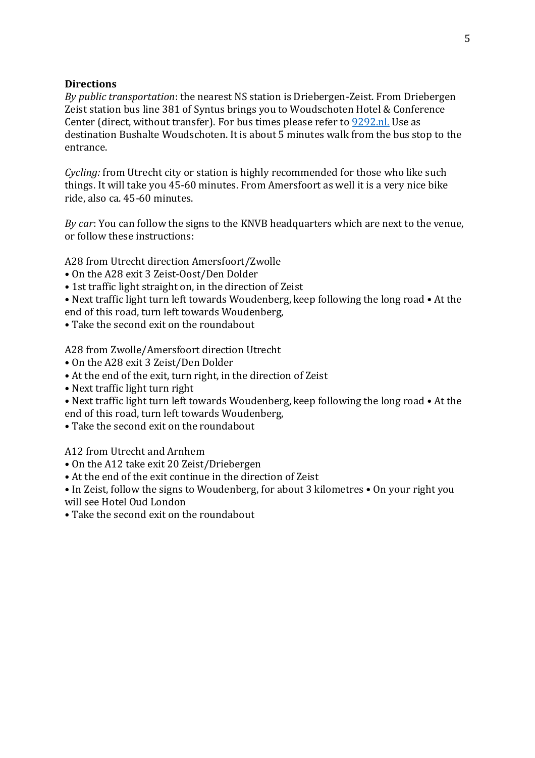## Directions

*By public transportation*: the nearest NS station is Driebergen-Zeist. From Driebergen Zeist station bus line 381 of Syntus brings you to Woudschoten Hotel & Conference Center (direct, without transfer). For bus times please refer to [9292.nl.](9292.nl.) Use as destination Bushalte Woudschoten. It is about 5 minutes walk from the bus stop to the entrance.

*Cycling:* from Utrecht city or station is highly recommended for those who like such things. It will take you 45-60 minutes. From Amersfoort as well it is a very nice bike ride, also ca. 45-60 minutes.

*By car*: You can follow the signs to the KNVB headquarters which are next to the venue, or follow these instructions:

A28 from Utrecht direction Amersfoort/Zwolle

- On the A28 exit 3 Zeist-Oost/Den Dolder
- 1st traffic light straight on, in the direction of Zeist
- Next traffic light turn left towards Woudenberg, keep following the long road
- At the end of this road, turn left towards Woudenberg,
- Take the second exit on the roundabout

A28 from Zwolle/Amersfoort direction Utrecht

- On the A28 exit 3 Zeist/Den Dolder
- At the end of the exit, turn right, in the direction of Zeist
- Next traffic light turn right
- Next traffic light turn left towards Woudenberg, keep following the long road
- At the end of this road, turn left towards Woudenberg,
- Take the second exit on the roundabout

A12 from Utrecht and Arnhem

- On the A12 take exit 20 Zeist/Driebergen
- At the end of the exit continue in the direction of Zeist
- In Zeist, follow the signs to Woudenberg, for about 3 kilometres
- On your right you will see Hotel Oud London
- Take the second exit on the roundabout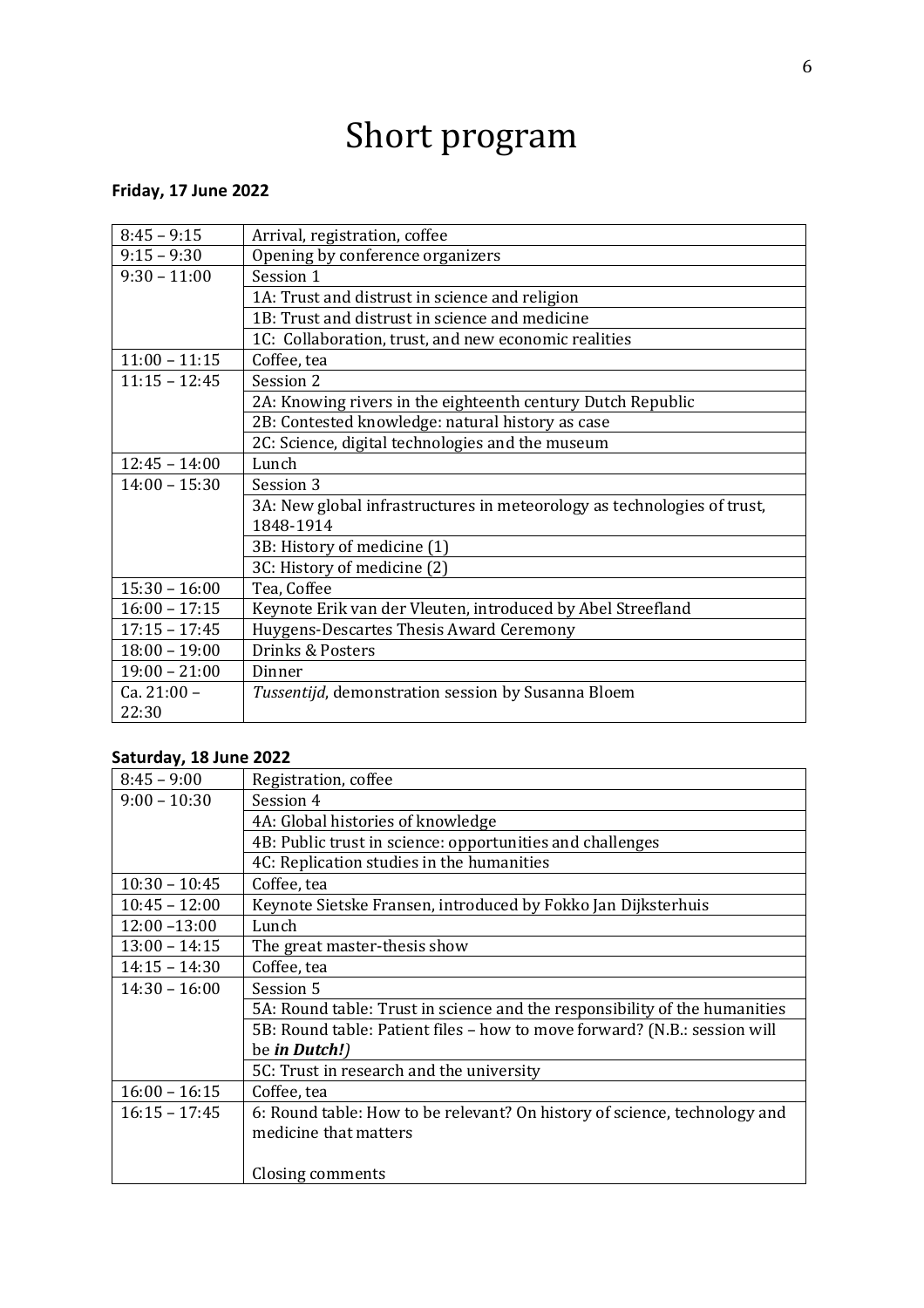# Short program

**Friday, 17 June 2022**

| | |
|---|---|
| 8:45 – 9:15 | Arrival, registration, coffee |
| 9:15 – 9:30 | Opening by conference organizers |
| 9:30 – 11:00 | Session 1 |
| | 1A: Trust and distrust in science and religion |
| | 1B: Trust and distrust in science and medicine |
| | 1C: Collaboration, trust, and new economic realities |
| 11:00 – 11:15 | Coffee, tea |
| 11:15 – 12:45 | Session 2 |
| | 2A: Knowing rivers in the eighteenth century Dutch Republic |
| | 2B: Contested knowledge: natural history as case |
| | 2C: Science, digital technologies and the museum |
| 12:45 – 14:00 | Lunch |
| 14:00 – 15:30 | Session 3 |
| | 3A: New global infrastructures in meteorology as technologies of trust, 1848-1914 |
| | 3B: History of medicine (1) |
| | 3C: History of medicine (2) |
| 15:30 – 16:00 | Tea, Coffee |
| 16:00 – 17:15 | Keynote Erik van der Vleuten, introduced by Abel Streefland |
| 17:15 – 17:45 | Huygens-Descartes Thesis Award Ceremony |
| 18:00 – 19:00 | Drinks & Posters |
| 19:00 – 21:00 | Dinner |
| Ca. 21:00 – 22:30 | *Tussentijd*, demonstration session by Susanna Bloem |

**Saturday, 18 June 2022**

| | |
|---|---|
| 8:45 – 9:00 | Registration, coffee |
| 9:00 – 10:30 | Session 4 |
| | 4A: Global histories of knowledge |
| | 4B: Public trust in science: opportunities and challenges |
| | 4C: Replication studies in the humanities |
| 10:30 – 10:45 | Coffee, tea |
| 10:45 – 12:00 | Keynote Sietske Fransen, introduced by Fokko Jan Dijksterhuis |
| 12:00 –13:00 | Lunch |
| 13:00 – 14:15 | The great master-thesis show |
| 14:15 – 14:30 | Coffee, tea |
| 14:30 – 16:00 | Session 5 |
| | 5A: Round table: Trust in science and the responsibility of the humanities |
| | 5B: Round table: Patient files – how to move forward? (N.B.: session will be ***in Dutch!***) |
| | 5C: Trust in research and the university |
| 16:00 – 16:15 | Coffee, tea |
| 16:15 – 17:45 | 6: Round table: How to be relevant? On history of science, technology and medicine that matters<br><br>Closing comments |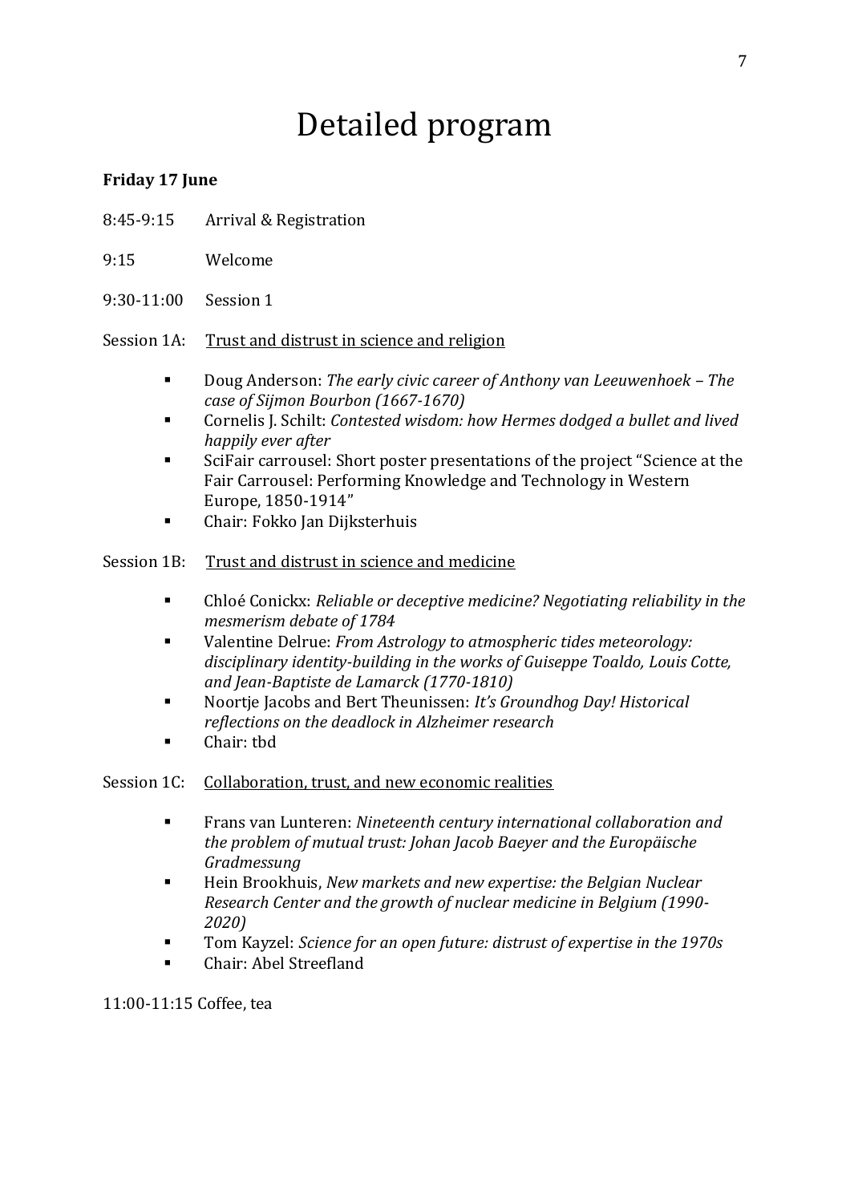# Detailed program

**Friday 17 June**

8:45-9:15 Arrival & Registration

9:15 Welcome

9:30-11:00 Session 1

Session 1A: Trust and distrust in science and religion

- Doug Anderson: *The early civic career of Anthony van Leeuwenhoek – The case of Sijmon Bourbon (1667-1670)*
- Cornelis J. Schilt: *Contested wisdom: how Hermes dodged a bullet and lived happily ever after*
- SciFair carrousel: Short poster presentations of the project "Science at the Fair Carrousel: Performing Knowledge and Technology in Western Europe, 1850-1914"
- Chair: Fokko Jan Dijksterhuis

Session 1B: Trust and distrust in science and medicine

- Chloé Conickx: *Reliable or deceptive medicine? Negotiating reliability in the mesmerism debate of 1784*
- Valentine Delrue: *From Astrology to atmospheric tides meteorology: disciplinary identity-building in the works of Guiseppe Toaldo, Louis Cotte, and Jean-Baptiste de Lamarck (1770-1810)*
- Noortje Jacobs and Bert Theunissen: *It's Groundhog Day! Historical reflections on the deadlock in Alzheimer research*
- Chair: tbd

Session 1C: Collaboration, trust, and new economic realities

- Frans van Lunteren: *Nineteenth century international collaboration and the problem of mutual trust: Johan Jacob Baeyer and the Europäische Gradmessung*
- Hein Brookhuis, *New markets and new expertise: the Belgian Nuclear Research Center and the growth of nuclear medicine in Belgium (1990-2020)*
- Tom Kayzel: *Science for an open future: distrust of expertise in the 1970s*
- Chair: Abel Streefland

11:00-11:15 Coffee, tea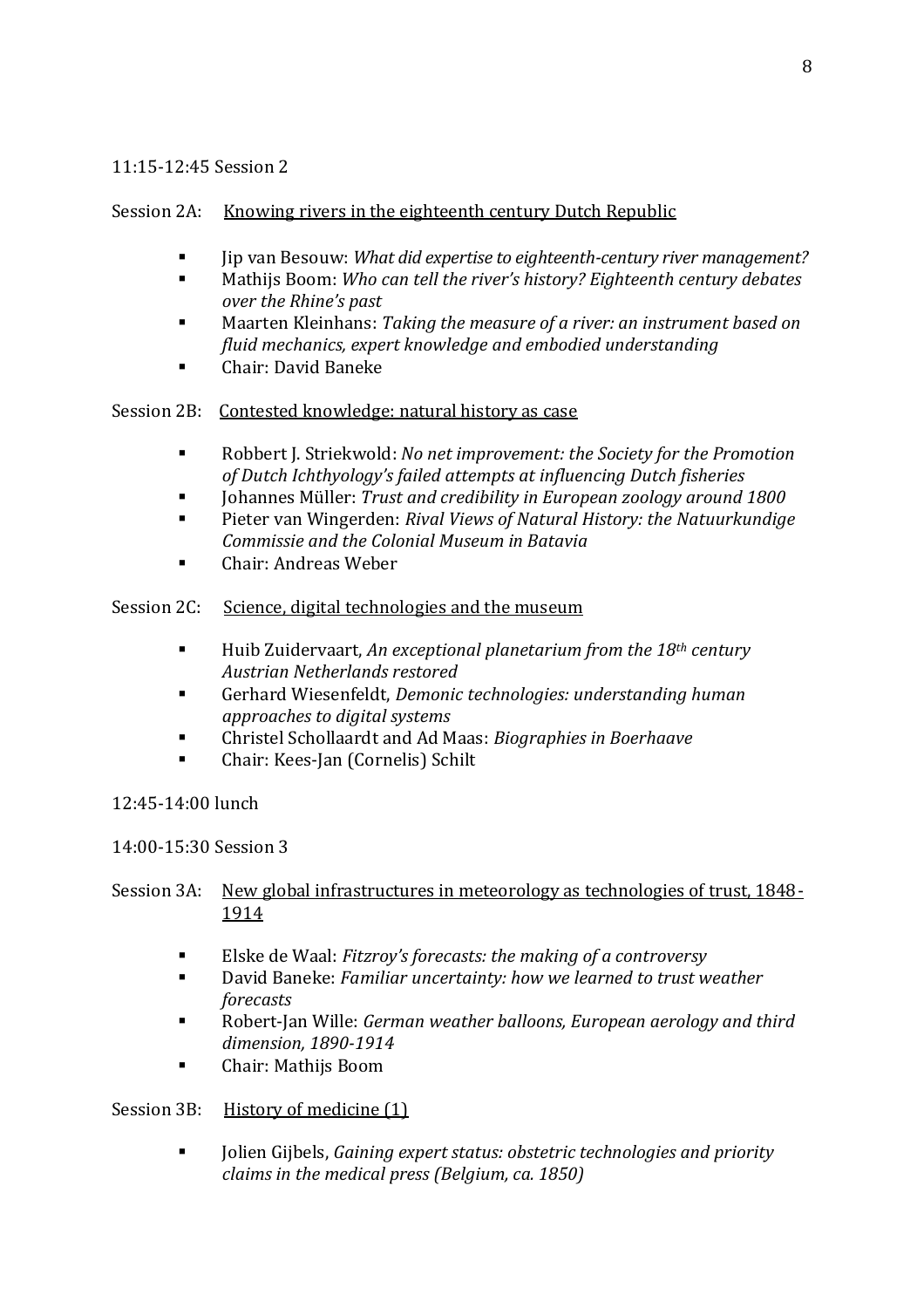11:15-12:45 Session 2

Session 2A: <u>Knowing rivers in the eighteenth century Dutch Republic</u>

- Jip van Besouw: *What did expertise to eighteenth-century river management?*
- Mathijs Boom: *Who can tell the river's history? Eighteenth century debates over the Rhine's past*
- Maarten Kleinhans: *Taking the measure of a river: an instrument based on fluid mechanics, expert knowledge and embodied understanding*
- Chair: David Baneke

Session 2B: <u>Contested knowledge: natural history as case</u>

- Robbert J. Striekwold: *No net improvement: the Society for the Promotion of Dutch Ichthyology's failed attempts at influencing Dutch fisheries*
- Johannes Müller: *Trust and credibility in European zoology around 1800*
- Pieter van Wingerden: *Rival Views of Natural History: the Natuurkundige Commissie and the Colonial Museum in Batavia*
- Chair: Andreas Weber

Session 2C: <u>Science, digital technologies and the museum</u>

- Huib Zuidervaart, *An exceptional planetarium from the 18th century Austrian Netherlands restored*
- Gerhard Wiesenfeldt, *Demonic technologies: understanding human approaches to digital systems*
- Christel Schollaardt and Ad Maas: *Biographies in Boerhaave*
- Chair: Kees-Jan (Cornelis) Schilt

12:45-14:00 lunch

14:00-15:30 Session 3

Session 3A: <u>New global infrastructures in meteorology as technologies of trust, 1848-1914</u>

- Elske de Waal: *Fitzroy's forecasts: the making of a controversy*
- David Baneke: *Familiar uncertainty: how we learned to trust weather forecasts*
- Robert-Jan Wille: *German weather balloons, European aerology and third dimension, 1890-1914*
- Chair: Mathijs Boom

Session 3B: <u>History of medicine (1)</u>

- Jolien Gijbels, *Gaining expert status: obstetric technologies and priority claims in the medical press (Belgium, ca. 1850)*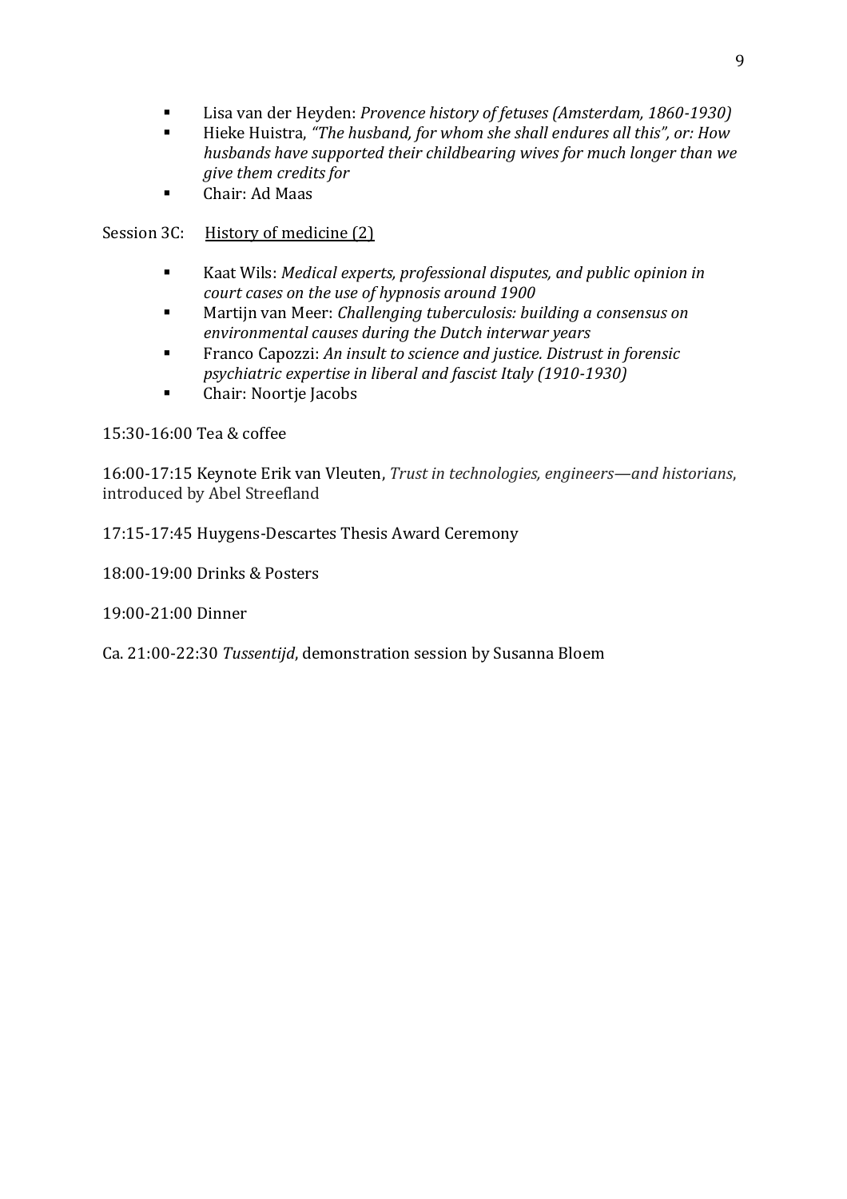- Lisa van der Heyden: *Provence history of fetuses (Amsterdam, 1860-1930)*
- Hieke Huistra, *"The husband, for whom she shall endures all this", or: How husbands have supported their childbearing wives for much longer than we give them credits for*
- Chair: Ad Maas

Session 3C: <u>History of medicine (2)</u>

- Kaat Wils: *Medical experts, professional disputes, and public opinion in court cases on the use of hypnosis around 1900*
- Martijn van Meer: *Challenging tuberculosis: building a consensus on environmental causes during the Dutch interwar years*
- Franco Capozzi: *An insult to science and justice. Distrust in forensic psychiatric expertise in liberal and fascist Italy (1910-1930)*
- Chair: Noortje Jacobs

15:30-16:00 Tea & coffee

16:00-17:15 Keynote Erik van Vleuten, *Trust in technologies, engineers—and historians*, introduced by Abel Streefland

17:15-17:45 Huygens-Descartes Thesis Award Ceremony

18:00-19:00 Drinks & Posters

19:00-21:00 Dinner

Ca. 21:00-22:30 *Tussentijd*, demonstration session by Susanna Bloem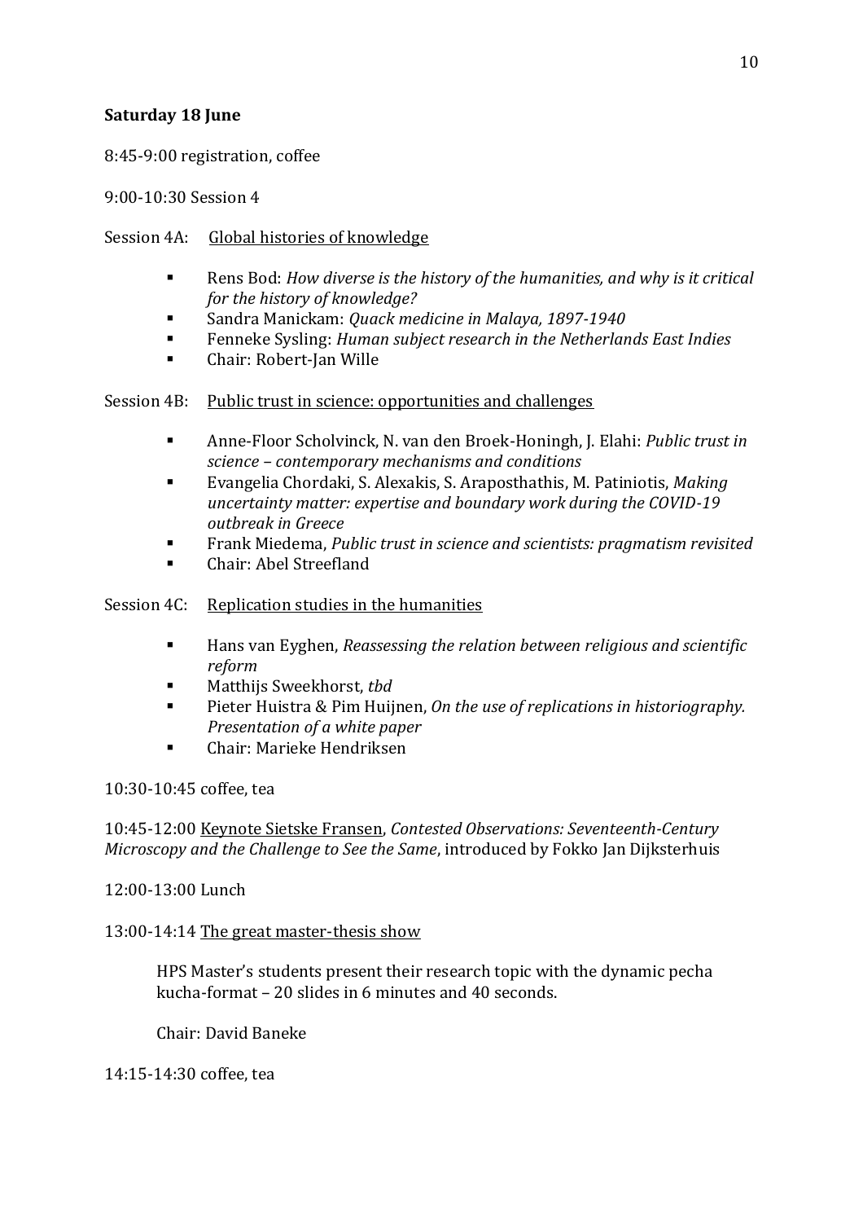**Saturday 18 June**

8:45-9:00 registration, coffee

9:00-10:30 Session 4

Session 4A: <u>Global histories of knowledge</u>

- Rens Bod: *How diverse is the history of the humanities, and why is it critical for the history of knowledge?*
- Sandra Manickam: *Quack medicine in Malaya, 1897-1940*
- Fenneke Sysling: *Human subject research in the Netherlands East Indies*
- Chair: Robert-Jan Wille

Session 4B: <u>Public trust in science: opportunities and challenges</u>

- Anne-Floor Scholvinck, N. van den Broek-Honingh, J. Elahi: *Public trust in science – contemporary mechanisms and conditions*
- Evangelia Chordaki, S. Alexakis, S. Araposthathis, M. Patiniotis, *Making uncertainty matter: expertise and boundary work during the COVID-19 outbreak in Greece*
- Frank Miedema, *Public trust in science and scientists: pragmatism revisited*
- Chair: Abel Streefland

Session 4C: <u>Replication studies in the humanities</u>

- Hans van Eyghen, *Reassessing the relation between religious and scientific reform*
- Matthijs Sweekhorst, *tbd*
- Pieter Huistra & Pim Huijnen, *On the use of replications in historiography. Presentation of a white paper*
- Chair: Marieke Hendriksen

10:30-10:45 coffee, tea

10:45-12:00 <u>Keynote Sietske Fransen</u>, *Contested Observations: Seventeenth-Century Microscopy and the Challenge to See the Same*, introduced by Fokko Jan Dijksterhuis

12:00-13:00 Lunch

13:00-14:14 <u>The great master-thesis show</u>

HPS Master's students present their research topic with the dynamic pecha kucha-format – 20 slides in 6 minutes and 40 seconds.

Chair: David Baneke

14:15-14:30 coffee, tea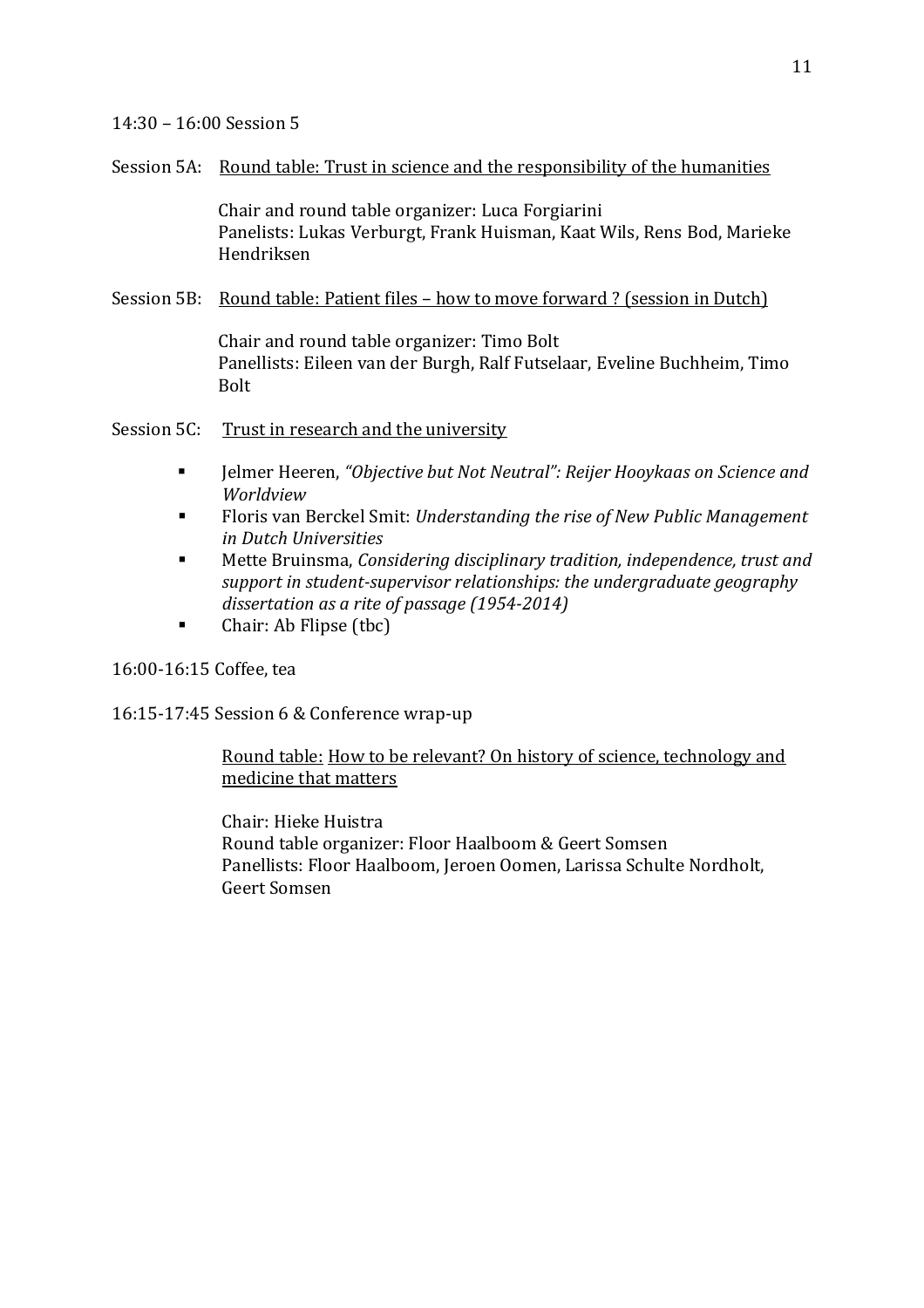14:30 – 16:00 Session 5

Session 5A: Round table: Trust in science and the responsibility of the humanities

Chair and round table organizer: Luca Forgiarini
Panelists: Lukas Verburgt, Frank Huisman, Kaat Wils, Rens Bod, Marieke Hendriksen

Session 5B: Round table: Patient files – how to move forward ? (session in Dutch)

Chair and round table organizer: Timo Bolt
Panellists: Eileen van der Burgh, Ralf Futselaar, Eveline Buchheim, Timo Bolt

Session 5C: Trust in research and the university

- Jelmer Heeren, *"Objective but Not Neutral": Reijer Hooykaas on Science and Worldview*
- Floris van Berckel Smit: *Understanding the rise of New Public Management in Dutch Universities*
- Mette Bruinsma, *Considering disciplinary tradition, independence, trust and support in student-supervisor relationships: the undergraduate geography dissertation as a rite of passage (1954-2014)*
- Chair: Ab Flipse (tbc)

16:00-16:15 Coffee, tea

16:15-17:45 Session 6 & Conference wrap-up

Round table: How to be relevant? On history of science, technology and medicine that matters

Chair: Hieke Huistra
Round table organizer: Floor Haalboom & Geert Somsen
Panellists: Floor Haalboom, Jeroen Oomen, Larissa Schulte Nordholt, Geert Somsen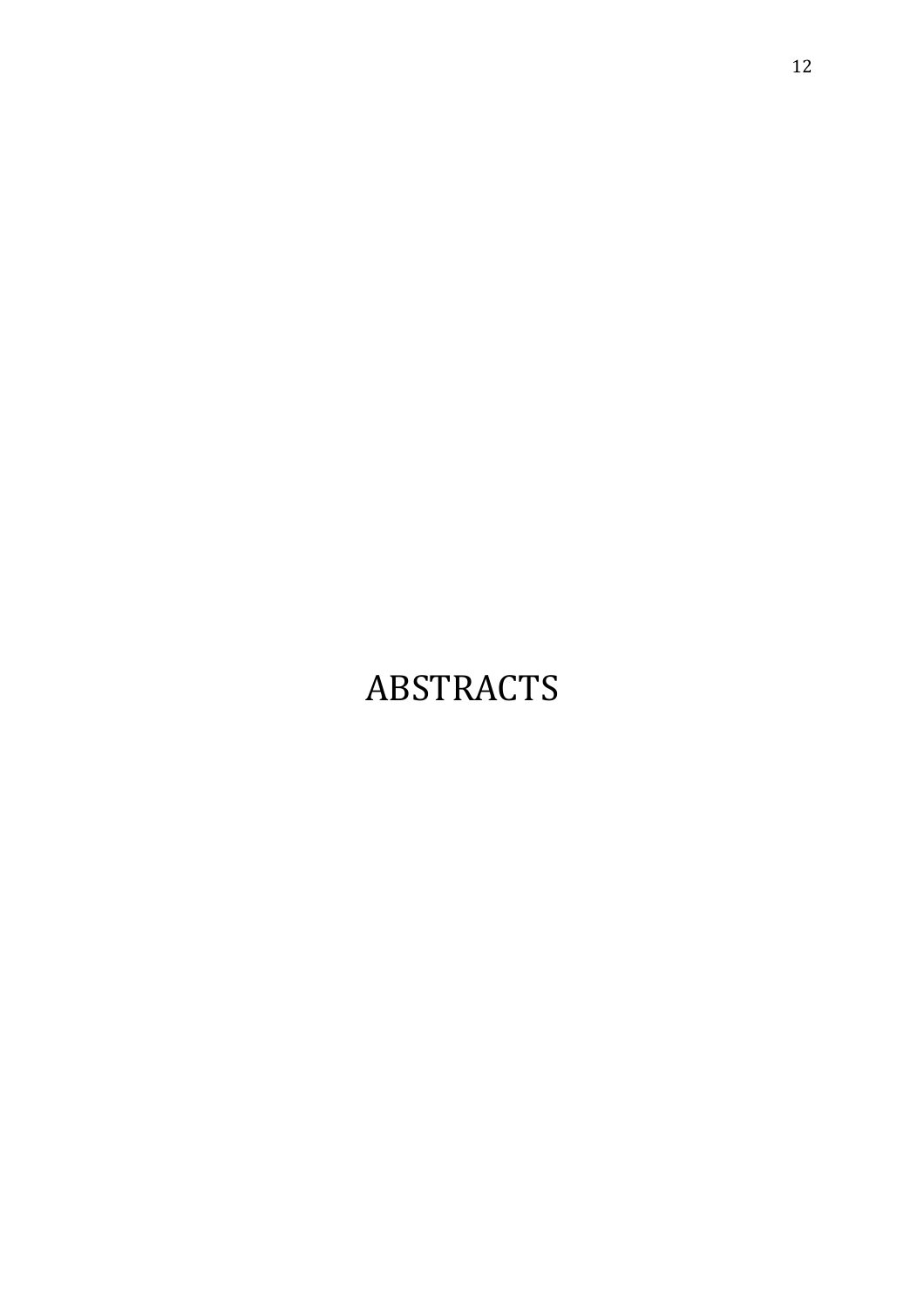# ABSTRACTS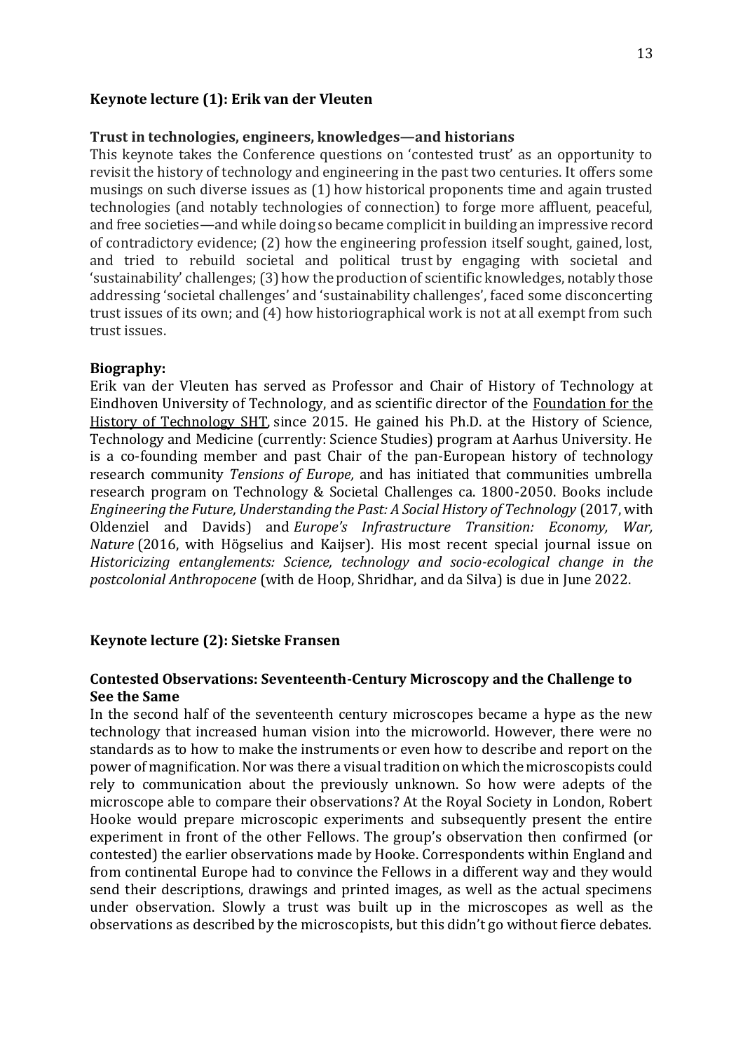## Keynote lecture (1): Erik van der Vleuten

### Trust in technologies, engineers, knowledges—and historians

This keynote takes the Conference questions on 'contested trust' as an opportunity to revisit the history of technology and engineering in the past two centuries. It offers some musings on such diverse issues as (1) how historical proponents time and again trusted technologies (and notably technologies of connection) to forge more affluent, peaceful, and free societies—and while doing so became complicit in building an impressive record of contradictory evidence; (2) how the engineering profession itself sought, gained, lost, and tried to rebuild societal and political trust by engaging with societal and 'sustainability' challenges; (3) how the production of scientific knowledges, notably those addressing 'societal challenges' and 'sustainability challenges', faced some disconcerting trust issues of its own; and (4) how historiographical work is not at all exempt from such trust issues.

**Biography:**

Erik van der Vleuten has served as Professor and Chair of History of Technology at Eindhoven University of Technology, and as scientific director of the Foundation for the History of Technology SHT, since 2015. He gained his Ph.D. at the History of Science, Technology and Medicine (currently: Science Studies) program at Aarhus University. He is a co-founding member and past Chair of the pan-European history of technology research community *Tensions of Europe*, and has initiated that communities umbrella research program on Technology & Societal Challenges ca. 1800-2050. Books include *Engineering the Future, Understanding the Past: A Social History of Technology* (2017, with Oldenziel and Davids) and *Europe's Infrastructure Transition: Economy, War, Nature* (2016, with Högselius and Kaijser). His most recent special journal issue on *Historicizing entanglements: Science, technology and socio-ecological change in the postcolonial Anthropocene* (with de Hoop, Shridhar, and da Silva) is due in June 2022.

## Keynote lecture (2): Sietske Fransen

### Contested Observations: Seventeenth-Century Microscopy and the Challenge to See the Same

In the second half of the seventeenth century microscopes became a hype as the new technology that increased human vision into the microworld. However, there were no standards as to how to make the instruments or even how to describe and report on the power of magnification. Nor was there a visual tradition on which the microscopists could rely to communication about the previously unknown. So how were adepts of the microscope able to compare their observations? At the Royal Society in London, Robert Hooke would prepare microscopic experiments and subsequently present the entire experiment in front of the other Fellows. The group's observation then confirmed (or contested) the earlier observations made by Hooke. Correspondents within England and from continental Europe had to convince the Fellows in a different way and they would send their descriptions, drawings and printed images, as well as the actual specimens under observation. Slowly a trust was built up in the microscopes as well as the observations as described by the microscopists, but this didn't go without fierce debates.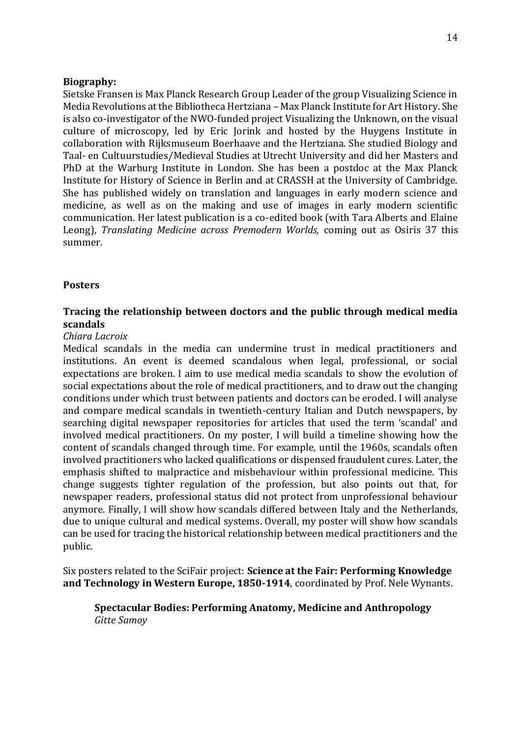**Biography:**

Sietske Fransen is Max Planck Research Group Leader of the group Visualizing Science in Media Revolutions at the Bibliotheca Hertziana – Max Planck Institute for Art History. She is also co-investigator of the NWO-funded project Visualizing the Unknown, on the visual culture of microscopy, led by Eric Jorink and hosted by the Huygens Institute in collaboration with Rijksmuseum Boerhaave and the Hertziana. She studied Biology and Taal- en Cultuurstudies/Medieval Studies at Utrecht University and did her Masters and PhD at the Warburg Institute in London. She has been a postdoc at the Max Planck Institute for History of Science in Berlin and at CRASSH at the University of Cambridge. She has published widely on translation and languages in early modern science and medicine, as well as on the making and use of images in early modern scientific communication. Her latest publication is a co-edited book (with Tara Alberts and Elaine Leong), *Translating Medicine across Premodern Worlds,* coming out as Osiris 37 this summer.

## Posters

### Tracing the relationship between doctors and the public through medical media scandals

*Chiara Lacroix*

Medical scandals in the media can undermine trust in medical practitioners and institutions. An event is deemed scandalous when legal, professional, or social expectations are broken. I aim to use medical media scandals to show the evolution of social expectations about the role of medical practitioners, and to draw out the changing conditions under which trust between patients and doctors can be eroded. I will analyse and compare medical scandals in twentieth-century Italian and Dutch newspapers, by searching digital newspaper repositories for articles that used the term 'scandal' and involved medical practitioners. On my poster, I will build a timeline showing how the content of scandals changed through time. For example, until the 1960s, scandals often involved practitioners who lacked qualifications or dispensed fraudulent cures. Later, the emphasis shifted to malpractice and misbehaviour within professional medicine. This change suggests tighter regulation of the profession, but also points out that, for newspaper readers, professional status did not protect from unprofessional behaviour anymore. Finally, I will show how scandals differed between Italy and the Netherlands, due to unique cultural and medical systems. Overall, my poster will show how scandals can be used for tracing the historical relationship between medical practitioners and the public.

Six posters related to the SciFair project: **Science at the Fair: Performing Knowledge and Technology in Western Europe, 1850-1914**, coordinated by Prof. Nele Wynants.

**Spectacular Bodies: Performing Anatomy, Medicine and Anthropology**
*Gitte Samoy*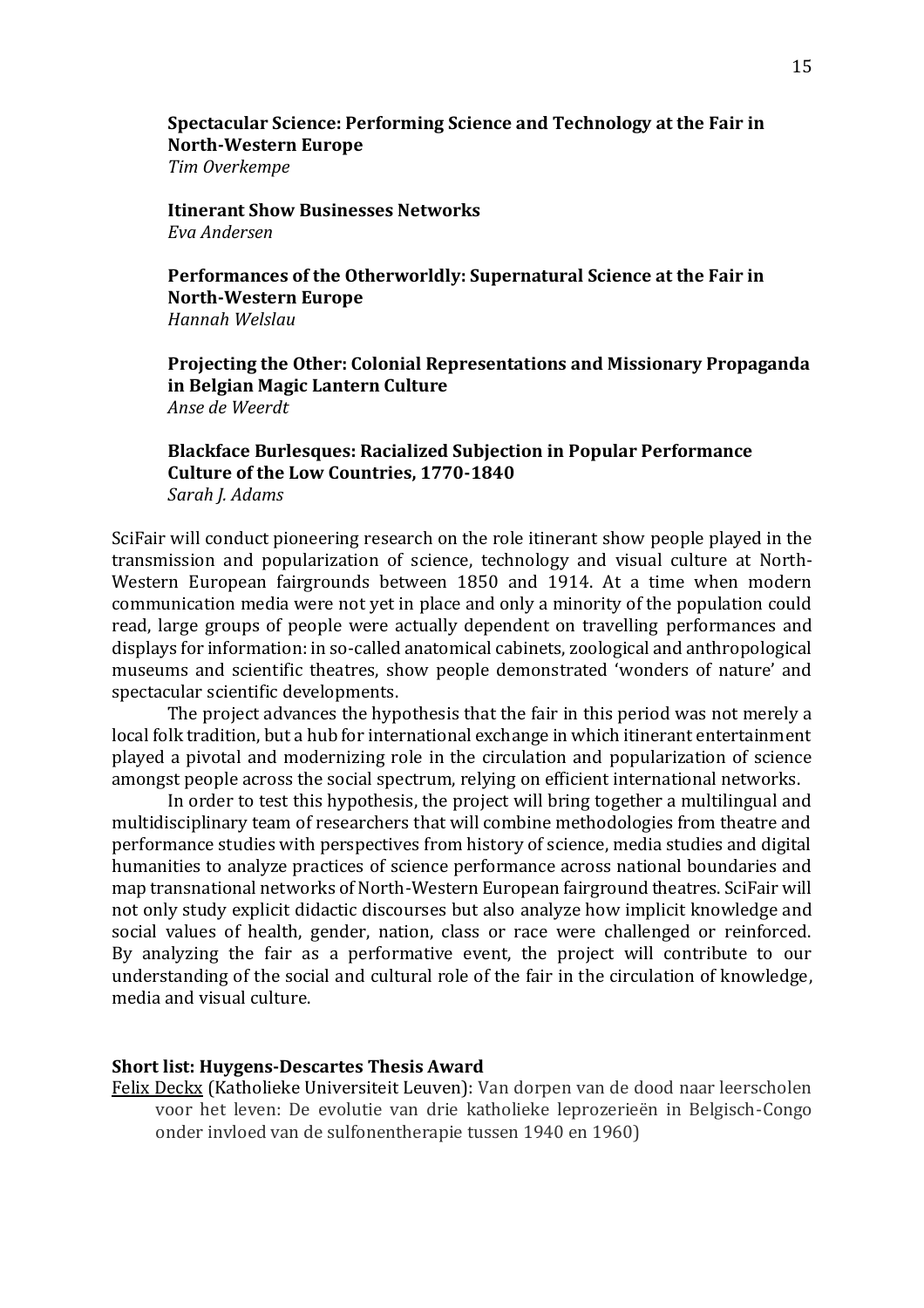**Spectacular Science: Performing Science and Technology at the Fair in North-Western Europe**
*Tim Overkempe*

**Itinerant Show Businesses Networks**
*Eva Andersen*

**Performances of the Otherworldly: Supernatural Science at the Fair in North-Western Europe**
*Hannah Welslau*

**Projecting the Other: Colonial Representations and Missionary Propaganda in Belgian Magic Lantern Culture**
*Anse de Weerdt*

**Blackface Burlesques: Racialized Subjection in Popular Performance Culture of the Low Countries, 1770-1840**
*Sarah J. Adams*

SciFair will conduct pioneering research on the role itinerant show people played in the transmission and popularization of science, technology and visual culture at North-Western European fairgrounds between 1850 and 1914. At a time when modern communication media were not yet in place and only a minority of the population could read, large groups of people were actually dependent on travelling performances and displays for information: in so-called anatomical cabinets, zoological and anthropological museums and scientific theatres, show people demonstrated 'wonders of nature' and spectacular scientific developments.

The project advances the hypothesis that the fair in this period was not merely a local folk tradition, but a hub for international exchange in which itinerant entertainment played a pivotal and modernizing role in the circulation and popularization of science amongst people across the social spectrum, relying on efficient international networks.

In order to test this hypothesis, the project will bring together a multilingual and multidisciplinary team of researchers that will combine methodologies from theatre and performance studies with perspectives from history of science, media studies and digital humanities to analyze practices of science performance across national boundaries and map transnational networks of North-Western European fairground theatres. SciFair will not only study explicit didactic discourses but also analyze how implicit knowledge and social values of health, gender, nation, class or race were challenged or reinforced. By analyzing the fair as a performative event, the project will contribute to our understanding of the social and cultural role of the fair in the circulation of knowledge, media and visual culture.

### Short list: Huygens-Descartes Thesis Award

Felix Deckx (Katholieke Universiteit Leuven): Van dorpen van de dood naar leerscholen voor het leven: De evolutie van drie katholieke leprozerieën in Belgisch-Congo onder invloed van de sulfonentherapie tussen 1940 en 1960)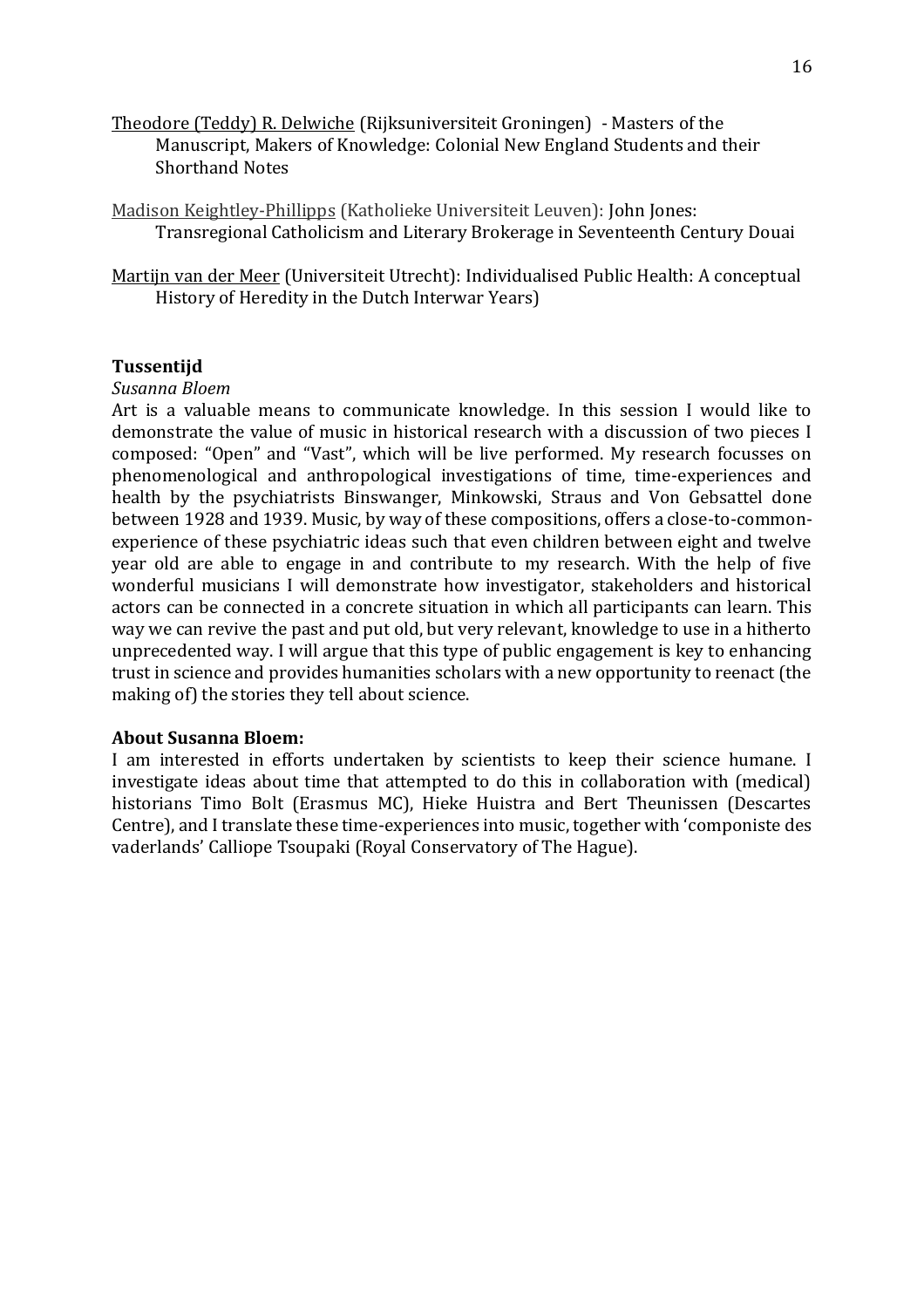Theodore (Teddy) R. Delwiche (Rijksuniversiteit Groningen) - Masters of the Manuscript, Makers of Knowledge: Colonial New England Students and their Shorthand Notes

Madison Keightley-Phillipps (Katholieke Universiteit Leuven): John Jones: Transregional Catholicism and Literary Brokerage in Seventeenth Century Douai

Martijn van der Meer (Universiteit Utrecht): Individualised Public Health: A conceptual History of Heredity in the Dutch Interwar Years)

**Tussentijd**

*Susanna Bloem*

Art is a valuable means to communicate knowledge. In this session I would like to demonstrate the value of music in historical research with a discussion of two pieces I composed: "Open" and "Vast", which will be live performed. My research focusses on phenomenological and anthropological investigations of time, time-experiences and health by the psychiatrists Binswanger, Minkowski, Straus and Von Gebsattel done between 1928 and 1939. Music, by way of these compositions, offers a close-to-common-experience of these psychiatric ideas such that even children between eight and twelve year old are able to engage in and contribute to my research. With the help of five wonderful musicians I will demonstrate how investigator, stakeholders and historical actors can be connected in a concrete situation in which all participants can learn. This way we can revive the past and put old, but very relevant, knowledge to use in a hitherto unprecedented way. I will argue that this type of public engagement is key to enhancing trust in science and provides humanities scholars with a new opportunity to reenact (the making of) the stories they tell about science.

**About Susanna Bloem:**

I am interested in efforts undertaken by scientists to keep their science humane. I investigate ideas about time that attempted to do this in collaboration with (medical) historians Timo Bolt (Erasmus MC), Hieke Huistra and Bert Theunissen (Descartes Centre), and I translate these time-experiences into music, together with 'componiste des vaderlands' Calliope Tsoupaki (Royal Conservatory of The Hague).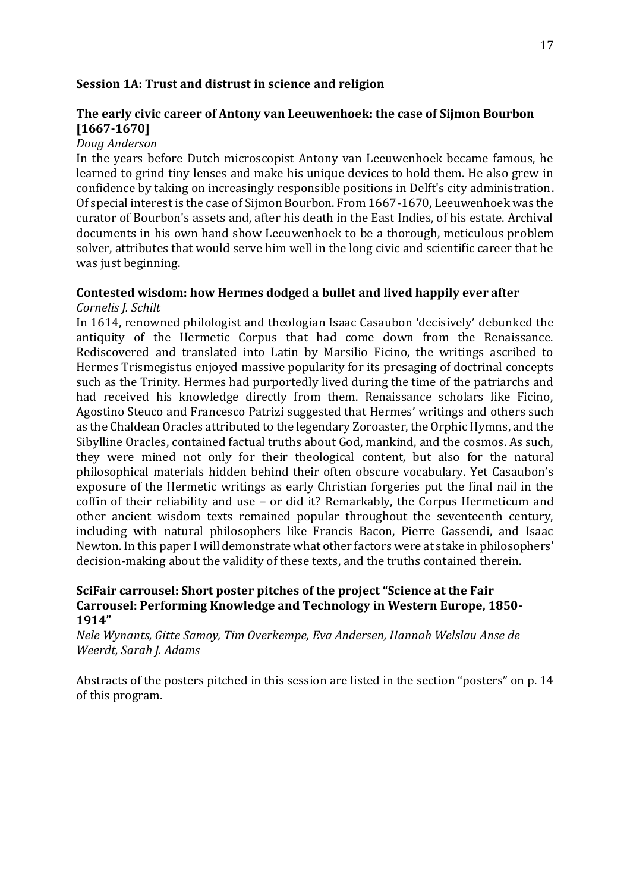## Session 1A: Trust and distrust in science and religion

### The early civic career of Antony van Leeuwenhoek: the case of Sijmon Bourbon [1667-1670]

*Doug Anderson*

In the years before Dutch microscopist Antony van Leeuwenhoek became famous, he learned to grind tiny lenses and make his unique devices to hold them. He also grew in confidence by taking on increasingly responsible positions in Delft's city administration. Of special interest is the case of Sijmon Bourbon. From 1667-1670, Leeuwenhoek was the curator of Bourbon's assets and, after his death in the East Indies, of his estate. Archival documents in his own hand show Leeuwenhoek to be a thorough, meticulous problem solver, attributes that would serve him well in the long civic and scientific career that he was just beginning.

### Contested wisdom: how Hermes dodged a bullet and lived happily ever after

*Cornelis J. Schilt*

In 1614, renowned philologist and theologian Isaac Casaubon 'decisively' debunked the antiquity of the Hermetic Corpus that had come down from the Renaissance. Rediscovered and translated into Latin by Marsilio Ficino, the writings ascribed to Hermes Trismegistus enjoyed massive popularity for its presaging of doctrinal concepts such as the Trinity. Hermes had purportedly lived during the time of the patriarchs and had received his knowledge directly from them. Renaissance scholars like Ficino, Agostino Steuco and Francesco Patrizi suggested that Hermes' writings and others such as the Chaldean Oracles attributed to the legendary Zoroaster, the Orphic Hymns, and the Sibylline Oracles, contained factual truths about God, mankind, and the cosmos. As such, they were mined not only for their theological content, but also for the natural philosophical materials hidden behind their often obscure vocabulary. Yet Casaubon's exposure of the Hermetic writings as early Christian forgeries put the final nail in the coffin of their reliability and use – or did it? Remarkably, the Corpus Hermeticum and other ancient wisdom texts remained popular throughout the seventeenth century, including with natural philosophers like Francis Bacon, Pierre Gassendi, and Isaac Newton. In this paper I will demonstrate what other factors were at stake in philosophers' decision-making about the validity of these texts, and the truths contained therein.

### SciFair carrousel: Short poster pitches of the project "Science at the Fair Carrousel: Performing Knowledge and Technology in Western Europe, 1850-1914"

*Nele Wynants, Gitte Samoy, Tim Overkempe, Eva Andersen, Hannah Welslau Anse de Weerdt, Sarah J. Adams*

Abstracts of the posters pitched in this session are listed in the section "posters" on p. 14 of this program.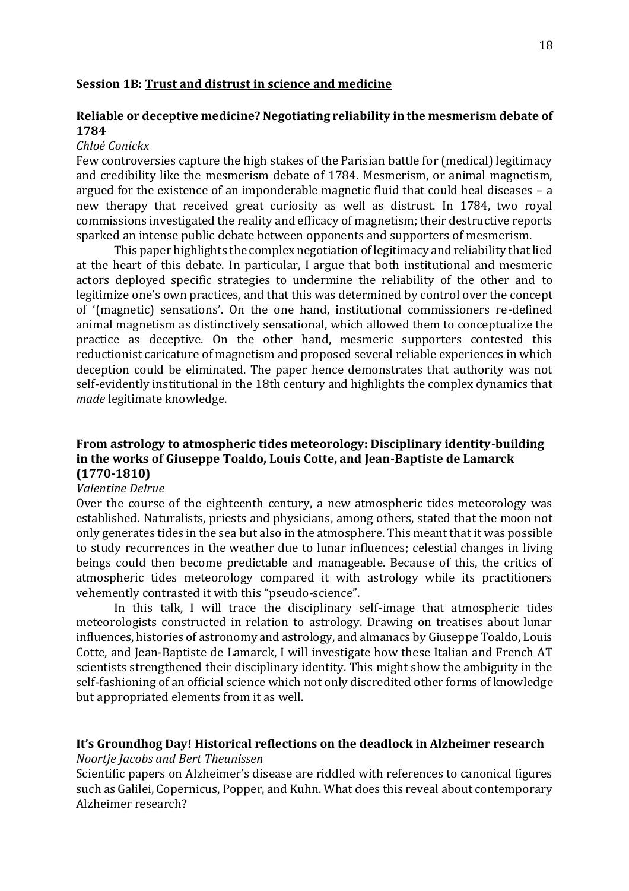## Session 1B: Trust and distrust in science and medicine

### Reliable or deceptive medicine? Negotiating reliability in the mesmerism debate of 1784

*Chloé Conickx*

Few controversies capture the high stakes of the Parisian battle for (medical) legitimacy and credibility like the mesmerism debate of 1784. Mesmerism, or animal magnetism, argued for the existence of an imponderable magnetic fluid that could heal diseases – a new therapy that received great curiosity as well as distrust. In 1784, two royal commissions investigated the reality and efficacy of magnetism; their destructive reports sparked an intense public debate between opponents and supporters of mesmerism.

This paper highlights the complex negotiation of legitimacy and reliability that lied at the heart of this debate. In particular, I argue that both institutional and mesmeric actors deployed specific strategies to undermine the reliability of the other and to legitimize one's own practices, and that this was determined by control over the concept of '(magnetic) sensations'. On the one hand, institutional commissioners re-defined animal magnetism as distinctively sensational, which allowed them to conceptualize the practice as deceptive. On the other hand, mesmeric supporters contested this reductionist caricature of magnetism and proposed several reliable experiences in which deception could be eliminated. The paper hence demonstrates that authority was not self-evidently institutional in the 18th century and highlights the complex dynamics that *made* legitimate knowledge.

### From astrology to atmospheric tides meteorology: Disciplinary identity-building in the works of Giuseppe Toaldo, Louis Cotte, and Jean-Baptiste de Lamarck (1770-1810)

*Valentine Delrue*

Over the course of the eighteenth century, a new atmospheric tides meteorology was established. Naturalists, priests and physicians, among others, stated that the moon not only generates tides in the sea but also in the atmosphere. This meant that it was possible to study recurrences in the weather due to lunar influences; celestial changes in living beings could then become predictable and manageable. Because of this, the critics of atmospheric tides meteorology compared it with astrology while its practitioners vehemently contrasted it with this "pseudo-science".

In this talk, I will trace the disciplinary self-image that atmospheric tides meteorologists constructed in relation to astrology. Drawing on treatises about lunar influences, histories of astronomy and astrology, and almanacs by Giuseppe Toaldo, Louis Cotte, and Jean-Baptiste de Lamarck, I will investigate how these Italian and French AT scientists strengthened their disciplinary identity. This might show the ambiguity in the self-fashioning of an official science which not only discredited other forms of knowledge but appropriated elements from it as well.

### It's Groundhog Day! Historical reflections on the deadlock in Alzheimer research

*Noortje Jacobs and Bert Theunissen*

Scientific papers on Alzheimer's disease are riddled with references to canonical figures such as Galilei, Copernicus, Popper, and Kuhn. What does this reveal about contemporary Alzheimer research?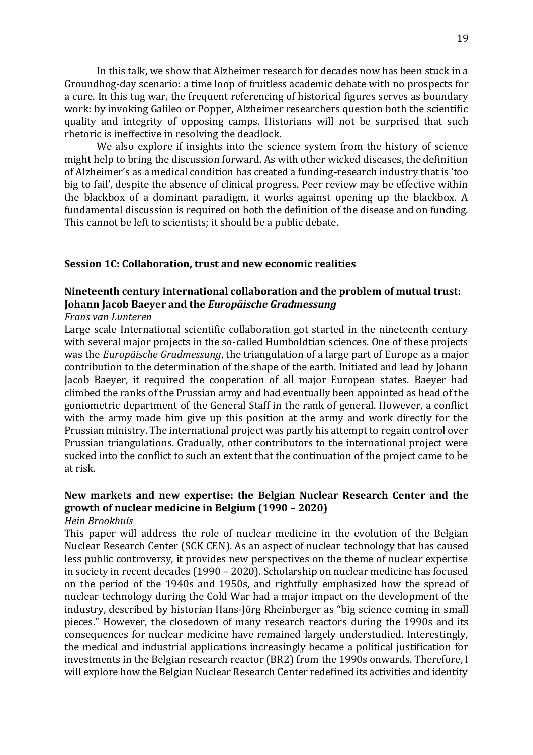In this talk, we show that Alzheimer research for decades now has been stuck in a Groundhog-day scenario: a time loop of fruitless academic debate with no prospects for a cure. In this tug war, the frequent referencing of historical figures serves as boundary work: by invoking Galileo or Popper, Alzheimer researchers question both the scientific quality and integrity of opposing camps. Historians will not be surprised that such rhetoric is ineffective in resolving the deadlock.

We also explore if insights into the science system from the history of science might help to bring the discussion forward. As with other wicked diseases, the definition of Alzheimer's as a medical condition has created a funding-research industry that is 'too big to fail', despite the absence of clinical progress. Peer review may be effective within the blackbox of a dominant paradigm, it works against opening up the blackbox. A fundamental discussion is required on both the definition of the disease and on funding. This cannot be left to scientists; it should be a public debate.

## Session 1C: Collaboration, trust and new economic realities

### Nineteenth century international collaboration and the problem of mutual trust: Johann Jacob Baeyer and the *Europäische Gradmessung*

*Frans van Lunteren*

Large scale International scientific collaboration got started in the nineteenth century with several major projects in the so-called Humboldtian sciences. One of these projects was the *Europäische Gradmessung*, the triangulation of a large part of Europe as a major contribution to the determination of the shape of the earth. Initiated and lead by Johann Jacob Baeyer, it required the cooperation of all major European states. Baeyer had climbed the ranks of the Prussian army and had eventually been appointed as head of the goniometric department of the General Staff in the rank of general. However, a conflict with the army made him give up this position at the army and work directly for the Prussian ministry. The international project was partly his attempt to regain control over Prussian triangulations. Gradually, other contributors to the international project were sucked into the conflict to such an extent that the continuation of the project came to be at risk.

### New markets and new expertise: the Belgian Nuclear Research Center and the growth of nuclear medicine in Belgium (1990 – 2020)

*Hein Brookhuis*

This paper will address the role of nuclear medicine in the evolution of the Belgian Nuclear Research Center (SCK CEN). As an aspect of nuclear technology that has caused less public controversy, it provides new perspectives on the theme of nuclear expertise in society in recent decades (1990 – 2020). Scholarship on nuclear medicine has focused on the period of the 1940s and 1950s, and rightfully emphasized how the spread of nuclear technology during the Cold War had a major impact on the development of the industry, described by historian Hans-Jörg Rheinberger as "big science coming in small pieces." However, the closedown of many research reactors during the 1990s and its consequences for nuclear medicine have remained largely understudied. Interestingly, the medical and industrial applications increasingly became a political justification for investments in the Belgian research reactor (BR2) from the 1990s onwards. Therefore, I will explore how the Belgian Nuclear Research Center redefined its activities and identity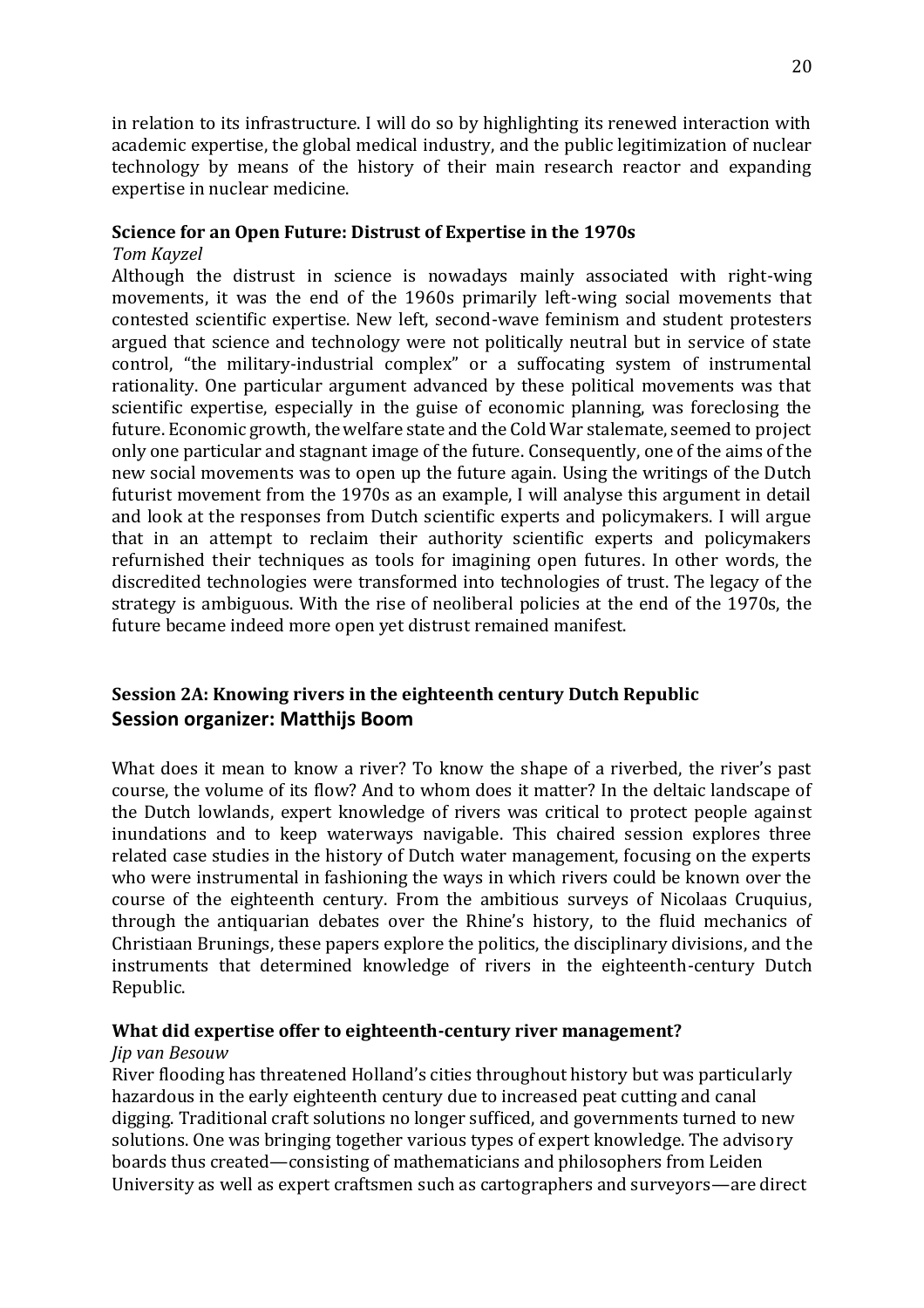in relation to its infrastructure. I will do so by highlighting its renewed interaction with academic expertise, the global medical industry, and the public legitimization of nuclear technology by means of the history of their main research reactor and expanding expertise in nuclear medicine.

### Science for an Open Future: Distrust of Expertise in the 1970s

*Tom Kayzel*

Although the distrust in science is nowadays mainly associated with right-wing movements, it was the end of the 1960s primarily left-wing social movements that contested scientific expertise. New left, second-wave feminism and student protesters argued that science and technology were not politically neutral but in service of state control, "the military-industrial complex" or a suffocating system of instrumental rationality. One particular argument advanced by these political movements was that scientific expertise, especially in the guise of economic planning, was foreclosing the future. Economic growth, the welfare state and the Cold War stalemate, seemed to project only one particular and stagnant image of the future. Consequently, one of the aims of the new social movements was to open up the future again. Using the writings of the Dutch futurist movement from the 1970s as an example, I will analyse this argument in detail and look at the responses from Dutch scientific experts and policymakers. I will argue that in an attempt to reclaim their authority scientific experts and policymakers refurnished their techniques as tools for imagining open futures. In other words, the discredited technologies were transformed into technologies of trust. The legacy of the strategy is ambiguous. With the rise of neoliberal policies at the end of the 1970s, the future became indeed more open yet distrust remained manifest.

## Session 2A: Knowing rivers in the eighteenth century Dutch Republic
## Session organizer: Matthijs Boom

What does it mean to know a river? To know the shape of a riverbed, the river's past course, the volume of its flow? And to whom does it matter? In the deltaic landscape of the Dutch lowlands, expert knowledge of rivers was critical to protect people against inundations and to keep waterways navigable. This chaired session explores three related case studies in the history of Dutch water management, focusing on the experts who were instrumental in fashioning the ways in which rivers could be known over the course of the eighteenth century. From the ambitious surveys of Nicolaas Cruquius, through the antiquarian debates over the Rhine's history, to the fluid mechanics of Christiaan Brunings, these papers explore the politics, the disciplinary divisions, and the instruments that determined knowledge of rivers in the eighteenth-century Dutch Republic.

### What did expertise offer to eighteenth-century river management?

*Jip van Besouw*

River flooding has threatened Holland's cities throughout history but was particularly hazardous in the early eighteenth century due to increased peat cutting and canal digging. Traditional craft solutions no longer sufficed, and governments turned to new solutions. One was bringing together various types of expert knowledge. The advisory boards thus created—consisting of mathematicians and philosophers from Leiden University as well as expert craftsmen such as cartographers and surveyors—are direct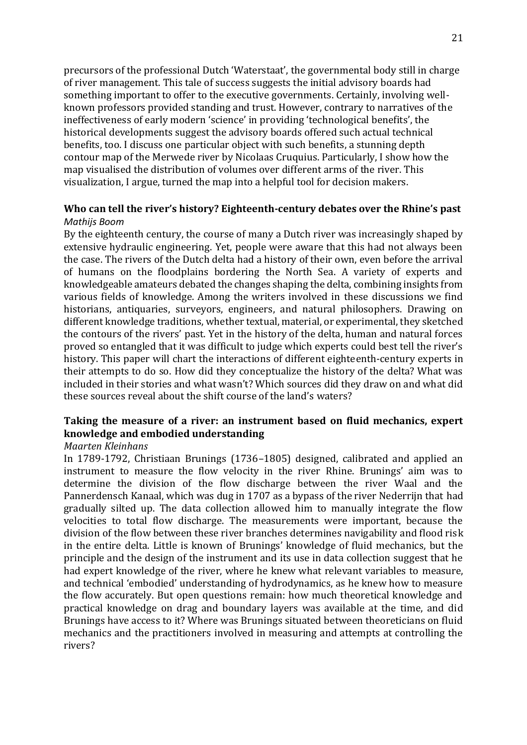precursors of the professional Dutch 'Waterstaat', the governmental body still in charge of river management. This tale of success suggests the initial advisory boards had something important to offer to the executive governments. Certainly, involving well-known professors provided standing and trust. However, contrary to narratives of the ineffectiveness of early modern 'science' in providing 'technological benefits', the historical developments suggest the advisory boards offered such actual technical benefits, too. I discuss one particular object with such benefits, a stunning depth contour map of the Merwede river by Nicolaas Cruquius. Particularly, I show how the map visualised the distribution of volumes over different arms of the river. This visualization, I argue, turned the map into a helpful tool for decision makers.

### Who can tell the river's history? Eighteenth-century debates over the Rhine's past

*Mathijs Boom*

By the eighteenth century, the course of many a Dutch river was increasingly shaped by extensive hydraulic engineering. Yet, people were aware that this had not always been the case. The rivers of the Dutch delta had a history of their own, even before the arrival of humans on the floodplains bordering the North Sea. A variety of experts and knowledgeable amateurs debated the changes shaping the delta, combining insights from various fields of knowledge. Among the writers involved in these discussions we find historians, antiquaries, surveyors, engineers, and natural philosophers. Drawing on different knowledge traditions, whether textual, material, or experimental, they sketched the contours of the rivers' past. Yet in the history of the delta, human and natural forces proved so entangled that it was difficult to judge which experts could best tell the river's history. This paper will chart the interactions of different eighteenth-century experts in their attempts to do so. How did they conceptualize the history of the delta? What was included in their stories and what wasn't? Which sources did they draw on and what did these sources reveal about the shift course of the land's waters?

### Taking the measure of a river: an instrument based on fluid mechanics, expert knowledge and embodied understanding

*Maarten Kleinhans*

In 1789-1792, Christiaan Brunings (1736–1805) designed, calibrated and applied an instrument to measure the flow velocity in the river Rhine. Brunings' aim was to determine the division of the flow discharge between the river Waal and the Pannerdensch Kanaal, which was dug in 1707 as a bypass of the river Nederrijn that had gradually silted up. The data collection allowed him to manually integrate the flow velocities to total flow discharge. The measurements were important, because the division of the flow between these river branches determines navigability and flood risk in the entire delta. Little is known of Brunings' knowledge of fluid mechanics, but the principle and the design of the instrument and its use in data collection suggest that he had expert knowledge of the river, where he knew what relevant variables to measure, and technical 'embodied' understanding of hydrodynamics, as he knew how to measure the flow accurately. But open questions remain: how much theoretical knowledge and practical knowledge on drag and boundary layers was available at the time, and did Brunings have access to it? Where was Brunings situated between theoreticians on fluid mechanics and the practitioners involved in measuring and attempts at controlling the rivers?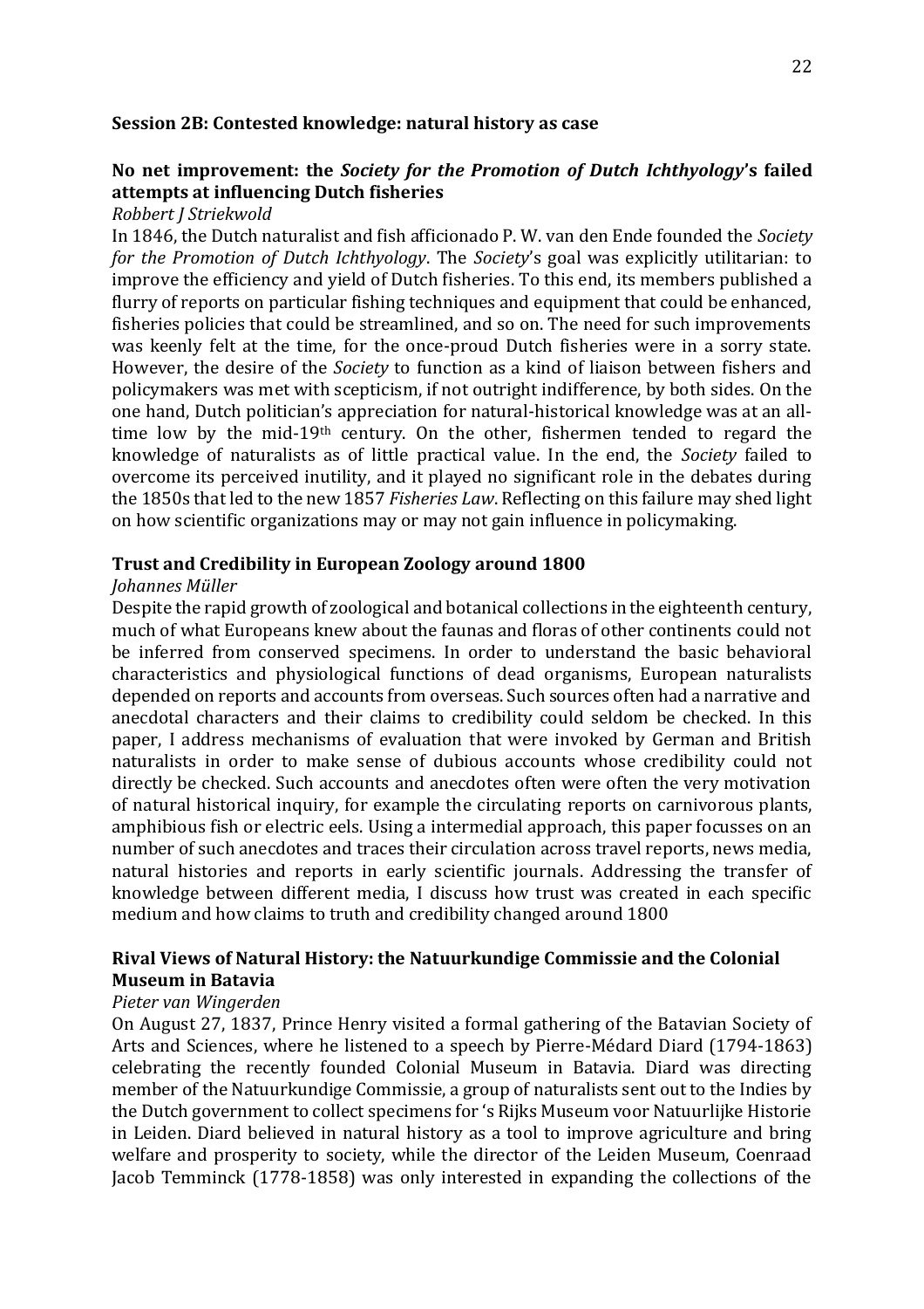## Session 2B: Contested knowledge: natural history as case

### No net improvement: the *Society for the Promotion of Dutch Ichthyology*'s failed attempts at influencing Dutch fisheries

*Robbert J Striekwold*

In 1846, the Dutch naturalist and fish afficionado P. W. van den Ende founded the *Society for the Promotion of Dutch Ichthyology*. The *Society*'s goal was explicitly utilitarian: to improve the efficiency and yield of Dutch fisheries. To this end, its members published a flurry of reports on particular fishing techniques and equipment that could be enhanced, fisheries policies that could be streamlined, and so on. The need for such improvements was keenly felt at the time, for the once-proud Dutch fisheries were in a sorry state. However, the desire of the *Society* to function as a kind of liaison between fishers and policymakers was met with scepticism, if not outright indifference, by both sides. On the one hand, Dutch politician's appreciation for natural-historical knowledge was at an all-time low by the mid-19th century. On the other, fishermen tended to regard the knowledge of naturalists as of little practical value. In the end, the *Society* failed to overcome its perceived inutility, and it played no significant role in the debates during the 1850s that led to the new 1857 *Fisheries Law*. Reflecting on this failure may shed light on how scientific organizations may or may not gain influence in policymaking.

### Trust and Credibility in European Zoology around 1800

*Johannes Müller*

Despite the rapid growth of zoological and botanical collections in the eighteenth century, much of what Europeans knew about the faunas and floras of other continents could not be inferred from conserved specimens. In order to understand the basic behavioral characteristics and physiological functions of dead organisms, European naturalists depended on reports and accounts from overseas. Such sources often had a narrative and anecdotal characters and their claims to credibility could seldom be checked. In this paper, I address mechanisms of evaluation that were invoked by German and British naturalists in order to make sense of dubious accounts whose credibility could not directly be checked. Such accounts and anecdotes often were often the very motivation of natural historical inquiry, for example the circulating reports on carnivorous plants, amphibious fish or electric eels. Using a intermedial approach, this paper focusses on an number of such anecdotes and traces their circulation across travel reports, news media, natural histories and reports in early scientific journals. Addressing the transfer of knowledge between different media, I discuss how trust was created in each specific medium and how claims to truth and credibility changed around 1800

### Rival Views of Natural History: the Natuurkundige Commissie and the Colonial Museum in Batavia

*Pieter van Wingerden*

On August 27, 1837, Prince Henry visited a formal gathering of the Batavian Society of Arts and Sciences, where he listened to a speech by Pierre-Médard Diard (1794-1863) celebrating the recently founded Colonial Museum in Batavia. Diard was directing member of the Natuurkundige Commissie, a group of naturalists sent out to the Indies by the Dutch government to collect specimens for 's Rijks Museum voor Natuurlijke Historie in Leiden. Diard believed in natural history as a tool to improve agriculture and bring welfare and prosperity to society, while the director of the Leiden Museum, Coenraad Jacob Temminck (1778-1858) was only interested in expanding the collections of the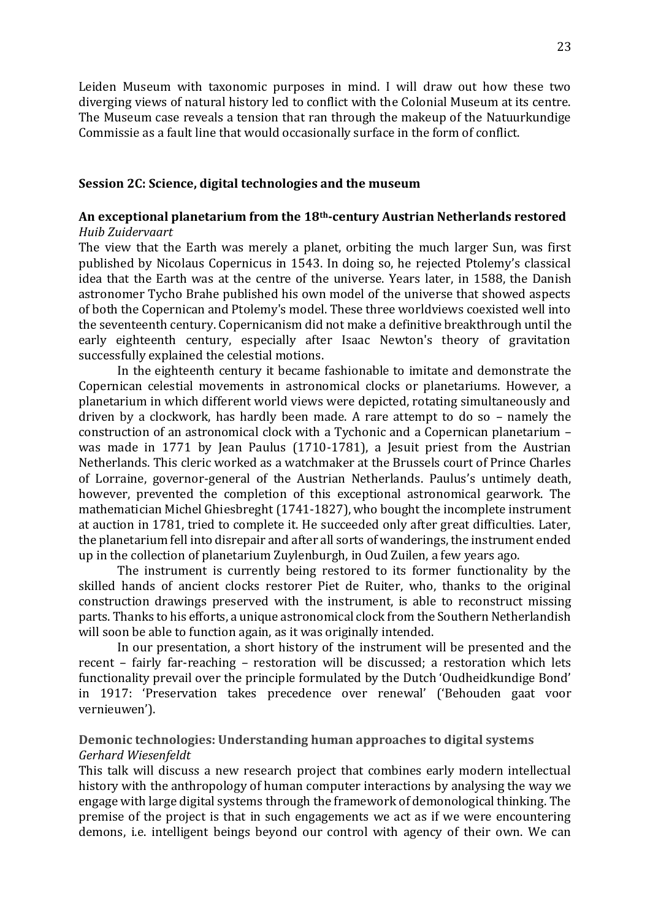Leiden Museum with taxonomic purposes in mind. I will draw out how these two diverging views of natural history led to conflict with the Colonial Museum at its centre. The Museum case reveals a tension that ran through the makeup of the Natuurkundige Commissie as a fault line that would occasionally surface in the form of conflict.

## Session 2C: Science, digital technologies and the museum

### An exceptional planetarium from the 18th-century Austrian Netherlands restored

*Huib Zuidervaart*

The view that the Earth was merely a planet, orbiting the much larger Sun, was first published by Nicolaus Copernicus in 1543. In doing so, he rejected Ptolemy's classical idea that the Earth was at the centre of the universe. Years later, in 1588, the Danish astronomer Tycho Brahe published his own model of the universe that showed aspects of both the Copernican and Ptolemy's model. These three worldviews coexisted well into the seventeenth century. Copernicanism did not make a definitive breakthrough until the early eighteenth century, especially after Isaac Newton's theory of gravitation successfully explained the celestial motions.

In the eighteenth century it became fashionable to imitate and demonstrate the Copernican celestial movements in astronomical clocks or planetariums. However, a planetarium in which different world views were depicted, rotating simultaneously and driven by a clockwork, has hardly been made. A rare attempt to do so – namely the construction of an astronomical clock with a Tychonic and a Copernican planetarium – was made in 1771 by Jean Paulus (1710-1781), a Jesuit priest from the Austrian Netherlands. This cleric worked as a watchmaker at the Brussels court of Prince Charles of Lorraine, governor-general of the Austrian Netherlands. Paulus's untimely death, however, prevented the completion of this exceptional astronomical gearwork. The mathematician Michel Ghiesbreght (1741-1827), who bought the incomplete instrument at auction in 1781, tried to complete it. He succeeded only after great difficulties. Later, the planetarium fell into disrepair and after all sorts of wanderings, the instrument ended up in the collection of planetarium Zuylenburgh, in Oud Zuilen, a few years ago.

The instrument is currently being restored to its former functionality by the skilled hands of ancient clocks restorer Piet de Ruiter, who, thanks to the original construction drawings preserved with the instrument, is able to reconstruct missing parts. Thanks to his efforts, a unique astronomical clock from the Southern Netherlandish will soon be able to function again, as it was originally intended.

In our presentation, a short history of the instrument will be presented and the recent – fairly far-reaching – restoration will be discussed; a restoration which lets functionality prevail over the principle formulated by the Dutch 'Oudheidkundige Bond' in 1917: 'Preservation takes precedence over renewal' ('Behouden gaat voor vernieuwen').

### Demonic technologies: Understanding human approaches to digital systems

*Gerhard Wiesenfeldt*

This talk will discuss a new research project that combines early modern intellectual history with the anthropology of human computer interactions by analysing the way we engage with large digital systems through the framework of demonological thinking. The premise of the project is that in such engagements we act as if we were encountering demons, i.e. intelligent beings beyond our control with agency of their own. We can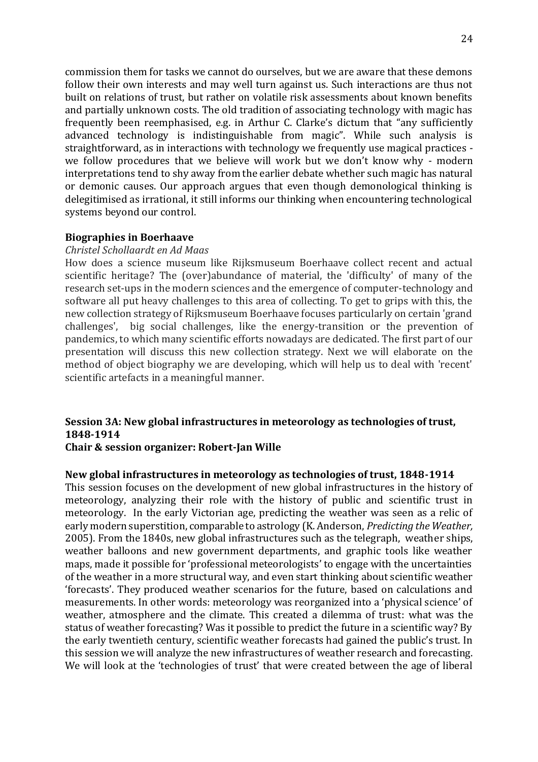commission them for tasks we cannot do ourselves, but we are aware that these demons follow their own interests and may well turn against us. Such interactions are thus not built on relations of trust, but rather on volatile risk assessments about known benefits and partially unknown costs. The old tradition of associating technology with magic has frequently been reemphasised, e.g. in Arthur C. Clarke's dictum that "any sufficiently advanced technology is indistinguishable from magic". While such analysis is straightforward, as in interactions with technology we frequently use magical practices - we follow procedures that we believe will work but we don't know why - modern interpretations tend to shy away from the earlier debate whether such magic has natural or demonic causes. Our approach argues that even though demonological thinking is delegitimised as irrational, it still informs our thinking when encountering technological systems beyond our control.

**Biographies in Boerhaave**

*Christel Schollaardt en Ad Maas*

How does a science museum like Rijksmuseum Boerhaave collect recent and actual scientific heritage? The (over)abundance of material, the 'difficulty' of many of the research set-ups in the modern sciences and the emergence of computer-technology and software all put heavy challenges to this area of collecting. To get to grips with this, the new collection strategy of Rijksmuseum Boerhaave focuses particularly on certain 'grand challenges', big social challenges, like the energy-transition or the prevention of pandemics, to which many scientific efforts nowadays are dedicated. The first part of our presentation will discuss this new collection strategy. Next we will elaborate on the method of object biography we are developing, which will help us to deal with 'recent' scientific artefacts in a meaningful manner.

**Session 3A: New global infrastructures in meteorology as technologies of trust, 1848-1914**
**Chair & session organizer: Robert-Jan Wille**

**New global infrastructures in meteorology as technologies of trust, 1848-1914**

This session focuses on the development of new global infrastructures in the history of meteorology, analyzing their role with the history of public and scientific trust in meteorology. In the early Victorian age, predicting the weather was seen as a relic of early modern superstition, comparable to astrology (K. Anderson, *Predicting the Weather,* 2005). From the 1840s, new global infrastructures such as the telegraph, weather ships, weather balloons and new government departments, and graphic tools like weather maps, made it possible for 'professional meteorologists' to engage with the uncertainties of the weather in a more structural way, and even start thinking about scientific weather 'forecasts'. They produced weather scenarios for the future, based on calculations and measurements. In other words: meteorology was reorganized into a 'physical science' of weather, atmosphere and the climate. This created a dilemma of trust: what was the status of weather forecasting? Was it possible to predict the future in a scientific way? By the early twentieth century, scientific weather forecasts had gained the public's trust. In this session we will analyze the new infrastructures of weather research and forecasting. We will look at the 'technologies of trust' that were created between the age of liberal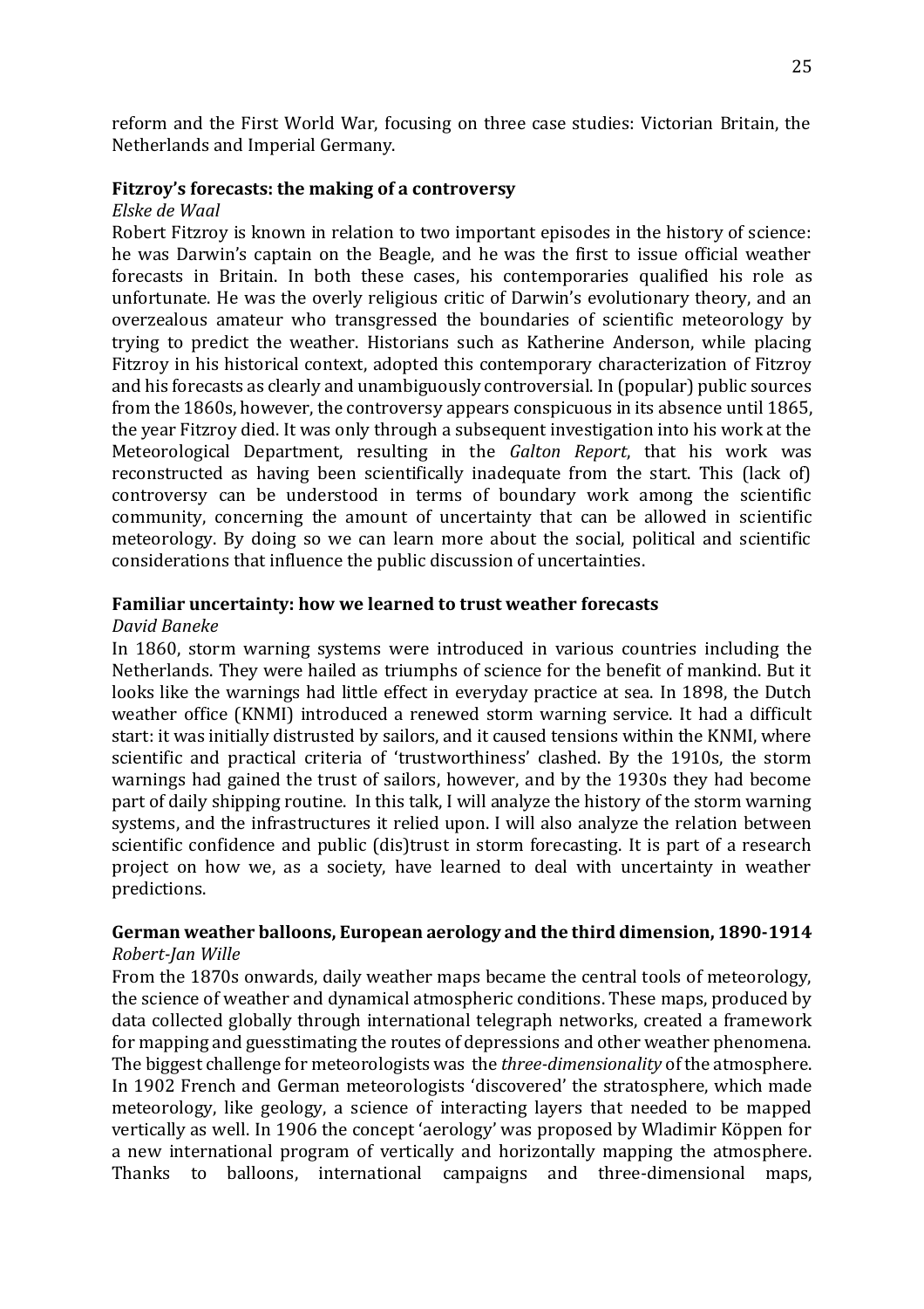reform and the First World War, focusing on three case studies: Victorian Britain, the Netherlands and Imperial Germany.

**Fitzroy's forecasts: the making of a controversy**

*Elske de Waal*

Robert Fitzroy is known in relation to two important episodes in the history of science: he was Darwin's captain on the Beagle, and he was the first to issue official weather forecasts in Britain. In both these cases, his contemporaries qualified his role as unfortunate. He was the overly religious critic of Darwin's evolutionary theory, and an overzealous amateur who transgressed the boundaries of scientific meteorology by trying to predict the weather. Historians such as Katherine Anderson, while placing Fitzroy in his historical context, adopted this contemporary characterization of Fitzroy and his forecasts as clearly and unambiguously controversial. In (popular) public sources from the 1860s, however, the controversy appears conspicuous in its absence until 1865, the year Fitzroy died. It was only through a subsequent investigation into his work at the Meteorological Department, resulting in the *Galton Report*, that his work was reconstructed as having been scientifically inadequate from the start. This (lack of) controversy can be understood in terms of boundary work among the scientific community, concerning the amount of uncertainty that can be allowed in scientific meteorology. By doing so we can learn more about the social, political and scientific considerations that influence the public discussion of uncertainties.

**Familiar uncertainty: how we learned to trust weather forecasts**

*David Baneke*

In 1860, storm warning systems were introduced in various countries including the Netherlands. They were hailed as triumphs of science for the benefit of mankind. But it looks like the warnings had little effect in everyday practice at sea. In 1898, the Dutch weather office (KNMI) introduced a renewed storm warning service. It had a difficult start: it was initially distrusted by sailors, and it caused tensions within the KNMI, where scientific and practical criteria of 'trustworthiness' clashed. By the 1910s, the storm warnings had gained the trust of sailors, however, and by the 1930s they had become part of daily shipping routine. In this talk, I will analyze the history of the storm warning systems, and the infrastructures it relied upon. I will also analyze the relation between scientific confidence and public (dis)trust in storm forecasting. It is part of a research project on how we, as a society, have learned to deal with uncertainty in weather predictions.

**German weather balloons, European aerology and the third dimension, 1890-1914**

*Robert-Jan Wille*

From the 1870s onwards, daily weather maps became the central tools of meteorology, the science of weather and dynamical atmospheric conditions. These maps, produced by data collected globally through international telegraph networks, created a framework for mapping and guesstimating the routes of depressions and other weather phenomena. The biggest challenge for meteorologists was the *three-dimensionality* of the atmosphere. In 1902 French and German meteorologists 'discovered' the stratosphere, which made meteorology, like geology, a science of interacting layers that needed to be mapped vertically as well. In 1906 the concept 'aerology' was proposed by Wladimir Köppen for a new international program of vertically and horizontally mapping the atmosphere. Thanks to balloons, international campaigns and three-dimensional maps,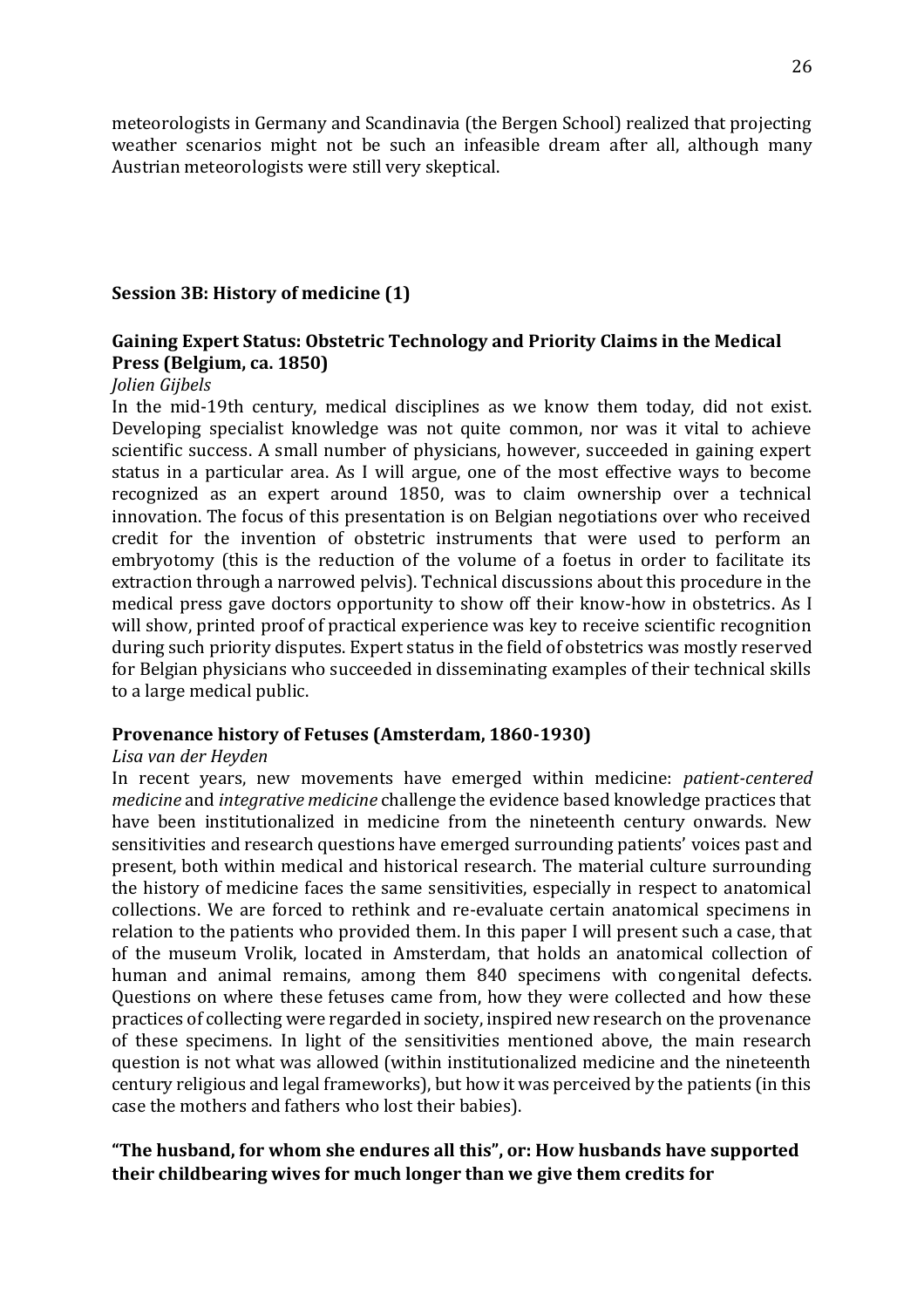meteorologists in Germany and Scandinavia (the Bergen School) realized that projecting weather scenarios might not be such an infeasible dream after all, although many Austrian meteorologists were still very skeptical.

## Session 3B: History of medicine (1)

### Gaining Expert Status: Obstetric Technology and Priority Claims in the Medical Press (Belgium, ca. 1850)

*Jolien Gijbels*

In the mid-19th century, medical disciplines as we know them today, did not exist. Developing specialist knowledge was not quite common, nor was it vital to achieve scientific success. A small number of physicians, however, succeeded in gaining expert status in a particular area. As I will argue, one of the most effective ways to become recognized as an expert around 1850, was to claim ownership over a technical innovation. The focus of this presentation is on Belgian negotiations over who received credit for the invention of obstetric instruments that were used to perform an embryotomy (this is the reduction of the volume of a foetus in order to facilitate its extraction through a narrowed pelvis). Technical discussions about this procedure in the medical press gave doctors opportunity to show off their know-how in obstetrics. As I will show, printed proof of practical experience was key to receive scientific recognition during such priority disputes. Expert status in the field of obstetrics was mostly reserved for Belgian physicians who succeeded in disseminating examples of their technical skills to a large medical public.

### Provenance history of Fetuses (Amsterdam, 1860-1930)

*Lisa van der Heyden*

In recent years, new movements have emerged within medicine: *patient-centered medicine* and *integrative medicine* challenge the evidence based knowledge practices that have been institutionalized in medicine from the nineteenth century onwards. New sensitivities and research questions have emerged surrounding patients' voices past and present, both within medical and historical research. The material culture surrounding the history of medicine faces the same sensitivities, especially in respect to anatomical collections. We are forced to rethink and re-evaluate certain anatomical specimens in relation to the patients who provided them. In this paper I will present such a case, that of the museum Vrolik, located in Amsterdam, that holds an anatomical collection of human and animal remains, among them 840 specimens with congenital defects. Questions on where these fetuses came from, how they were collected and how these practices of collecting were regarded in society, inspired new research on the provenance of these specimens. In light of the sensitivities mentioned above, the main research question is not what was allowed (within institutionalized medicine and the nineteenth century religious and legal frameworks), but how it was perceived by the patients (in this case the mothers and fathers who lost their babies).

### "The husband, for whom she endures all this", or: How husbands have supported their childbearing wives for much longer than we give them credits for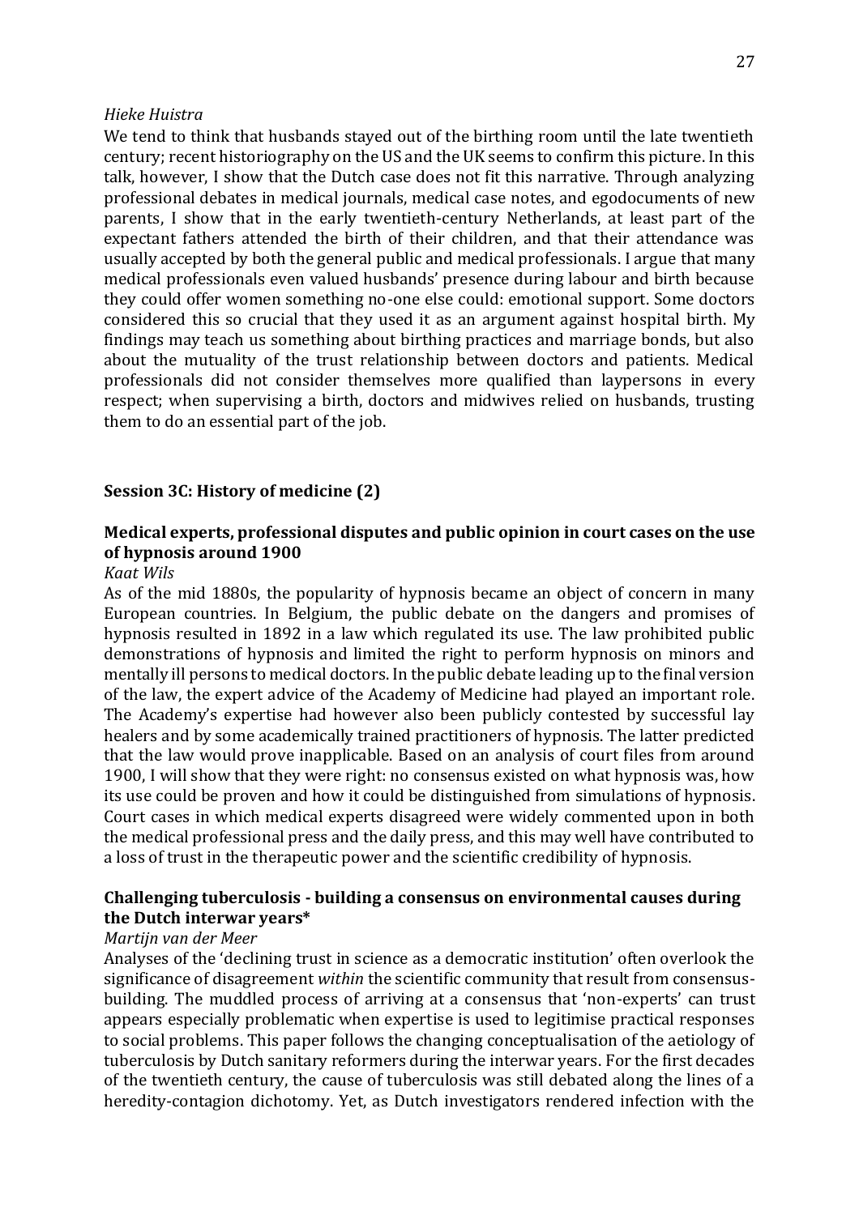*Hieke Huistra*

We tend to think that husbands stayed out of the birthing room until the late twentieth century; recent historiography on the US and the UK seems to confirm this picture. In this talk, however, I show that the Dutch case does not fit this narrative. Through analyzing professional debates in medical journals, medical case notes, and egodocuments of new parents, I show that in the early twentieth-century Netherlands, at least part of the expectant fathers attended the birth of their children, and that their attendance was usually accepted by both the general public and medical professionals. I argue that many medical professionals even valued husbands' presence during labour and birth because they could offer women something no-one else could: emotional support. Some doctors considered this so crucial that they used it as an argument against hospital birth. My findings may teach us something about birthing practices and marriage bonds, but also about the mutuality of the trust relationship between doctors and patients. Medical professionals did not consider themselves more qualified than laypersons in every respect; when supervising a birth, doctors and midwives relied on husbands, trusting them to do an essential part of the job.

## Session 3C: History of medicine (2)

### Medical experts, professional disputes and public opinion in court cases on the use of hypnosis around 1900

*Kaat Wils*

As of the mid 1880s, the popularity of hypnosis became an object of concern in many European countries. In Belgium, the public debate on the dangers and promises of hypnosis resulted in 1892 in a law which regulated its use. The law prohibited public demonstrations of hypnosis and limited the right to perform hypnosis on minors and mentally ill persons to medical doctors. In the public debate leading up to the final version of the law, the expert advice of the Academy of Medicine had played an important role. The Academy's expertise had however also been publicly contested by successful lay healers and by some academically trained practitioners of hypnosis. The latter predicted that the law would prove inapplicable. Based on an analysis of court files from around 1900, I will show that they were right: no consensus existed on what hypnosis was, how its use could be proven and how it could be distinguished from simulations of hypnosis. Court cases in which medical experts disagreed were widely commented upon in both the medical professional press and the daily press, and this may well have contributed to a loss of trust in the therapeutic power and the scientific credibility of hypnosis.

### Challenging tuberculosis - building a consensus on environmental causes during the Dutch interwar years*

*Martijn van der Meer*

Analyses of the 'declining trust in science as a democratic institution' often overlook the significance of disagreement *within* the scientific community that result from consensus-building. The muddled process of arriving at a consensus that 'non-experts' can trust appears especially problematic when expertise is used to legitimise practical responses to social problems. This paper follows the changing conceptualisation of the aetiology of tuberculosis by Dutch sanitary reformers during the interwar years. For the first decades of the twentieth century, the cause of tuberculosis was still debated along the lines of a heredity-contagion dichotomy. Yet, as Dutch investigators rendered infection with the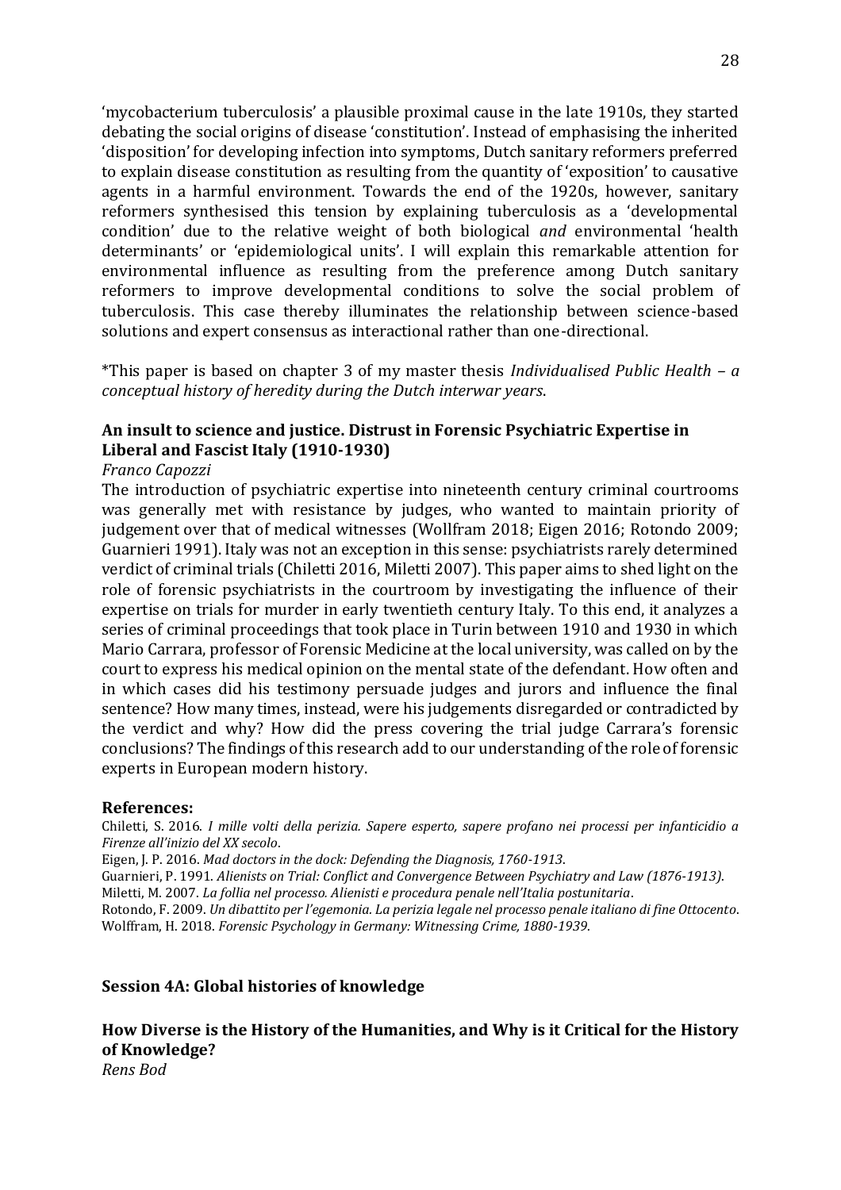'mycobacterium tuberculosis' a plausible proximal cause in the late 1910s, they started debating the social origins of disease 'constitution'. Instead of emphasising the inherited 'disposition' for developing infection into symptoms, Dutch sanitary reformers preferred to explain disease constitution as resulting from the quantity of 'exposition' to causative agents in a harmful environment. Towards the end of the 1920s, however, sanitary reformers synthesised this tension by explaining tuberculosis as a 'developmental condition' due to the relative weight of both biological *and* environmental 'health determinants' or 'epidemiological units'. I will explain this remarkable attention for environmental influence as resulting from the preference among Dutch sanitary reformers to improve developmental conditions to solve the social problem of tuberculosis. This case thereby illuminates the relationship between science-based solutions and expert consensus as interactional rather than one-directional.

*This paper is based on chapter 3 of my master thesis *Individualised Public Health – a conceptual history of heredity during the Dutch interwar years*.

### An insult to science and justice. Distrust in Forensic Psychiatric Expertise in Liberal and Fascist Italy (1910-1930)

*Franco Capozzi*

The introduction of psychiatric expertise into nineteenth century criminal courtrooms was generally met with resistance by judges, who wanted to maintain priority of judgement over that of medical witnesses (Wollfram 2018; Eigen 2016; Rotondo 2009; Guarnieri 1991). Italy was not an exception in this sense: psychiatrists rarely determined verdict of criminal trials (Chiletti 2016, Miletti 2007). This paper aims to shed light on the role of forensic psychiatrists in the courtroom by investigating the influence of their expertise on trials for murder in early twentieth century Italy. To this end, it analyzes a series of criminal proceedings that took place in Turin between 1910 and 1930 in which Mario Carrara, professor of Forensic Medicine at the local university, was called on by the court to express his medical opinion on the mental state of the defendant. How often and in which cases did his testimony persuade judges and jurors and influence the final sentence? How many times, instead, were his judgements disregarded or contradicted by the verdict and why? How did the press covering the trial judge Carrara's forensic conclusions? The findings of this research add to our understanding of the role of forensic experts in European modern history.

#### References:

Chiletti, S. 2016. *I mille volti della perizia. Sapere esperto, sapere profano nei processi per infanticidio a Firenze all'inizio del XX secolo*.

Eigen, J. P. 2016. *Mad doctors in the dock: Defending the Diagnosis, 1760-1913*.

Guarnieri, P. 1991. *Alienists on Trial: Conflict and Convergence Between Psychiatry and Law (1876-1913)*.

Miletti, M. 2007. *La follia nel processo. Alienisti e procedura penale nell'Italia postunitaria*.

Rotondo, F. 2009. *Un dibattito per l'egemonia. La perizia legale nel processo penale italiano di fine Ottocento*.

Wolffram, H. 2018. *Forensic Psychology in Germany: Witnessing Crime, 1880-1939*.

## Session 4A: Global histories of knowledge

### How Diverse is the History of the Humanities, and Why is it Critical for the History of Knowledge?

*Rens Bod*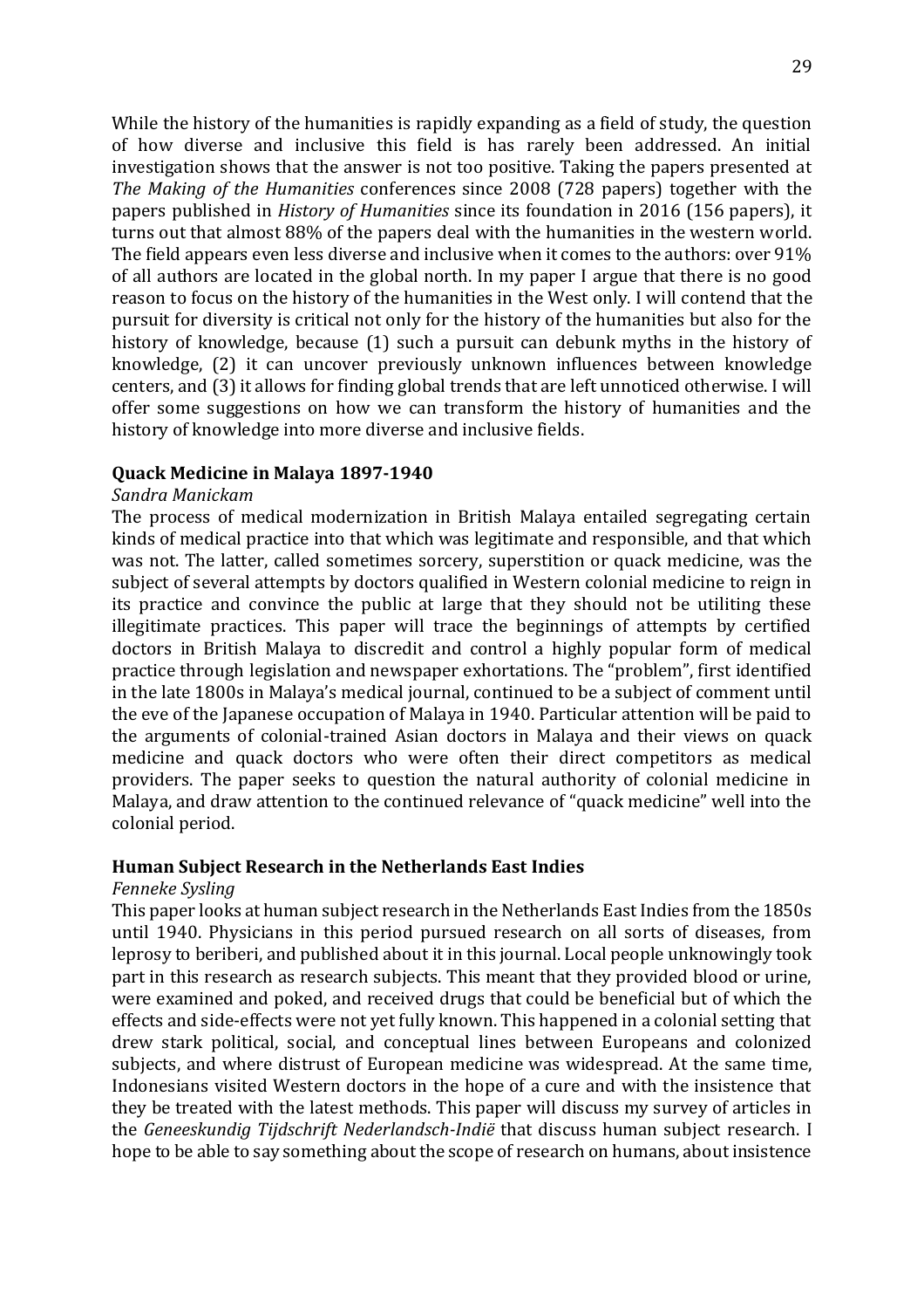While the history of the humanities is rapidly expanding as a field of study, the question of how diverse and inclusive this field is has rarely been addressed. An initial investigation shows that the answer is not too positive. Taking the papers presented at *The Making of the Humanities* conferences since 2008 (728 papers) together with the papers published in *History of Humanities* since its foundation in 2016 (156 papers), it turns out that almost 88% of the papers deal with the humanities in the western world. The field appears even less diverse and inclusive when it comes to the authors: over 91% of all authors are located in the global north. In my paper I argue that there is no good reason to focus on the history of the humanities in the West only. I will contend that the pursuit for diversity is critical not only for the history of the humanities but also for the history of knowledge, because (1) such a pursuit can debunk myths in the history of knowledge, (2) it can uncover previously unknown influences between knowledge centers, and (3) it allows for finding global trends that are left unnoticed otherwise. I will offer some suggestions on how we can transform the history of humanities and the history of knowledge into more diverse and inclusive fields.

**Quack Medicine in Malaya 1897-1940**

*Sandra Manickam*

The process of medical modernization in British Malaya entailed segregating certain kinds of medical practice into that which was legitimate and responsible, and that which was not. The latter, called sometimes sorcery, superstition or quack medicine, was the subject of several attempts by doctors qualified in Western colonial medicine to reign in its practice and convince the public at large that they should not be utiliting these illegitimate practices. This paper will trace the beginnings of attempts by certified doctors in British Malaya to discredit and control a highly popular form of medical practice through legislation and newspaper exhortations. The "problem", first identified in the late 1800s in Malaya's medical journal, continued to be a subject of comment until the eve of the Japanese occupation of Malaya in 1940. Particular attention will be paid to the arguments of colonial-trained Asian doctors in Malaya and their views on quack medicine and quack doctors who were often their direct competitors as medical providers. The paper seeks to question the natural authority of colonial medicine in Malaya, and draw attention to the continued relevance of "quack medicine" well into the colonial period.

**Human Subject Research in the Netherlands East Indies**

*Fenneke Sysling*

This paper looks at human subject research in the Netherlands East Indies from the 1850s until 1940. Physicians in this period pursued research on all sorts of diseases, from leprosy to beriberi, and published about it in this journal. Local people unknowingly took part in this research as research subjects. This meant that they provided blood or urine, were examined and poked, and received drugs that could be beneficial but of which the effects and side-effects were not yet fully known. This happened in a colonial setting that drew stark political, social, and conceptual lines between Europeans and colonized subjects, and where distrust of European medicine was widespread. At the same time, Indonesians visited Western doctors in the hope of a cure and with the insistence that they be treated with the latest methods. This paper will discuss my survey of articles in the *Geneeskundig Tijdschrift Nederlandsch-Indië* that discuss human subject research. I hope to be able to say something about the scope of research on humans, about insistence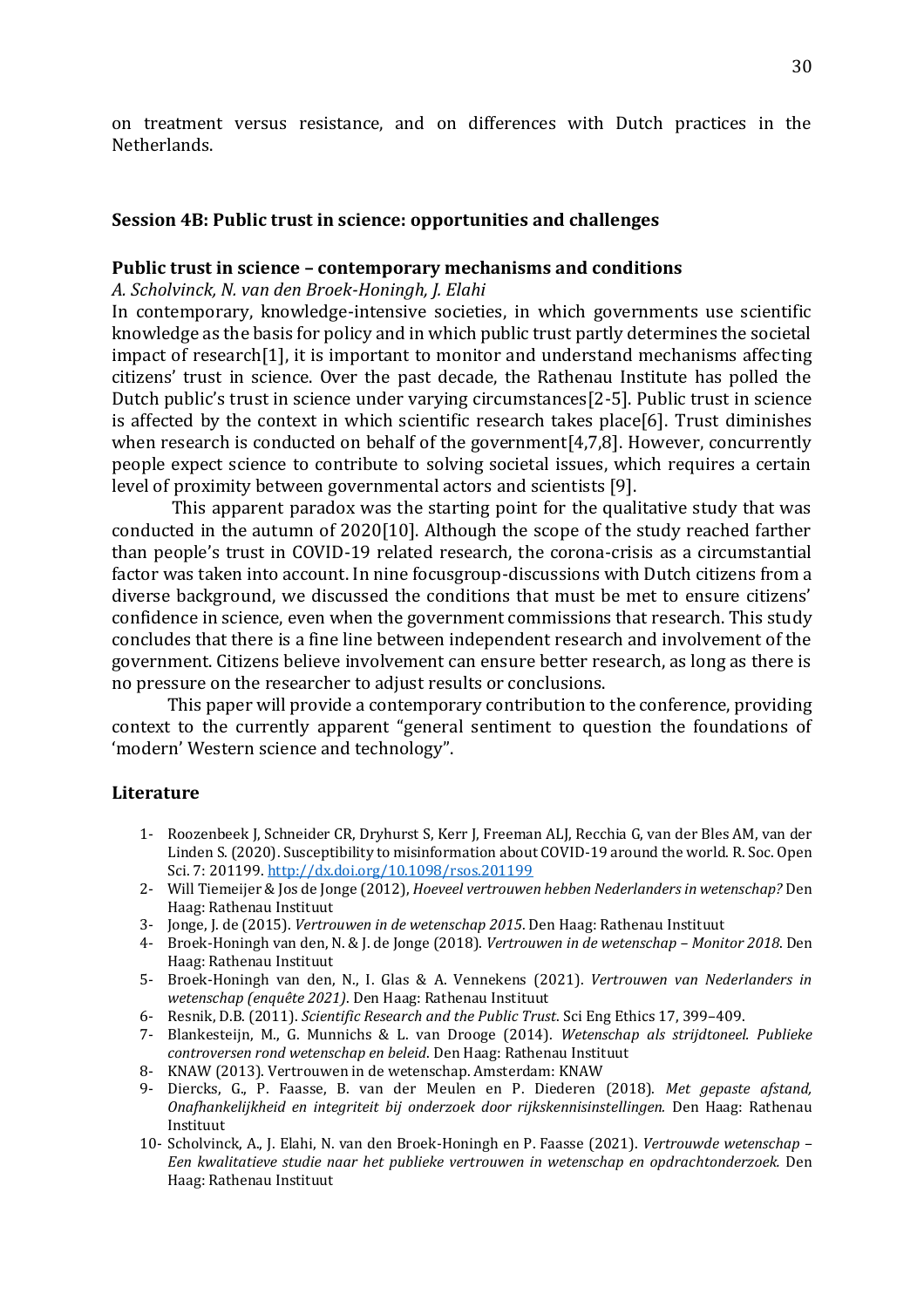on treatment versus resistance, and on differences with Dutch practices in the Netherlands.

### Session 4B: Public trust in science: opportunities and challenges

#### Public trust in science – contemporary mechanisms and conditions

*A. Scholvinck, N. van den Broek-Honingh, J. Elahi*

In contemporary, knowledge-intensive societies, in which governments use scientific knowledge as the basis for policy and in which public trust partly determines the societal impact of research[1], it is important to monitor and understand mechanisms affecting citizens' trust in science. Over the past decade, the Rathenau Institute has polled the Dutch public's trust in science under varying circumstances[2-5]. Public trust in science is affected by the context in which scientific research takes place[6]. Trust diminishes when research is conducted on behalf of the government[4,7,8]. However, concurrently people expect science to contribute to solving societal issues, which requires a certain level of proximity between governmental actors and scientists [9].

This apparent paradox was the starting point for the qualitative study that was conducted in the autumn of 2020[10]. Although the scope of the study reached farther than people's trust in COVID-19 related research, the corona-crisis as a circumstantial factor was taken into account. In nine focusgroup-discussions with Dutch citizens from a diverse background, we discussed the conditions that must be met to ensure citizens' confidence in science, even when the government commissions that research. This study concludes that there is a fine line between independent research and involvement of the government. Citizens believe involvement can ensure better research, as long as there is no pressure on the researcher to adjust results or conclusions.

This paper will provide a contemporary contribution to the conference, providing context to the currently apparent "general sentiment to question the foundations of 'modern' Western science and technology".

### Literature

1- Roozenbeek J, Schneider CR, Dryhurst S, Kerr J, Freeman ALJ, Recchia G, van der Bles AM, van der Linden S. (2020). Susceptibility to misinformation about COVID-19 around the world. R. Soc. Open Sci. 7: 201199. http://dx.doi.org/10.1098/rsos.201199

2- Will Tiemeijer & Jos de Jonge (2012), *Hoeveel vertrouwen hebben Nederlanders in wetenschap?* Den Haag: Rathenau Instituut

3- Jonge, J. de (2015). *Vertrouwen in de wetenschap 2015*. Den Haag: Rathenau Instituut

4- Broek-Honingh van den, N. & J. de Jonge (2018). *Vertrouwen in de wetenschap – Monitor 2018*. Den Haag: Rathenau Instituut

5- Broek-Honingh van den, N., I. Glas & A. Vennekens (2021). *Vertrouwen van Nederlanders in wetenschap (enquête 2021)*. Den Haag: Rathenau Instituut

6- Resnik, D.B. (2011). *Scientific Research and the Public Trust*. Sci Eng Ethics 17, 399–409.

7- Blankesteijn, M., G. Munnichs & L. van Drooge (2014). *Wetenschap als strijdtoneel. Publieke controversen rond wetenschap en beleid*. Den Haag: Rathenau Instituut

8- KNAW (2013). Vertrouwen in de wetenschap. Amsterdam: KNAW

9- Diercks, G., P. Faasse, B. van der Meulen en P. Diederen (2018). *Met gepaste afstand, Onafhankelijkheid en integriteit bij onderzoek door rijkskennisinstellingen*. Den Haag: Rathenau Instituut

10- Scholvinck, A., J. Elahi, N. van den Broek-Honingh en P. Faasse (2021). *Vertrouwde wetenschap – Een kwalitatieve studie naar het publieke vertrouwen in wetenschap en opdrachtonderzoek.* Den Haag: Rathenau Instituut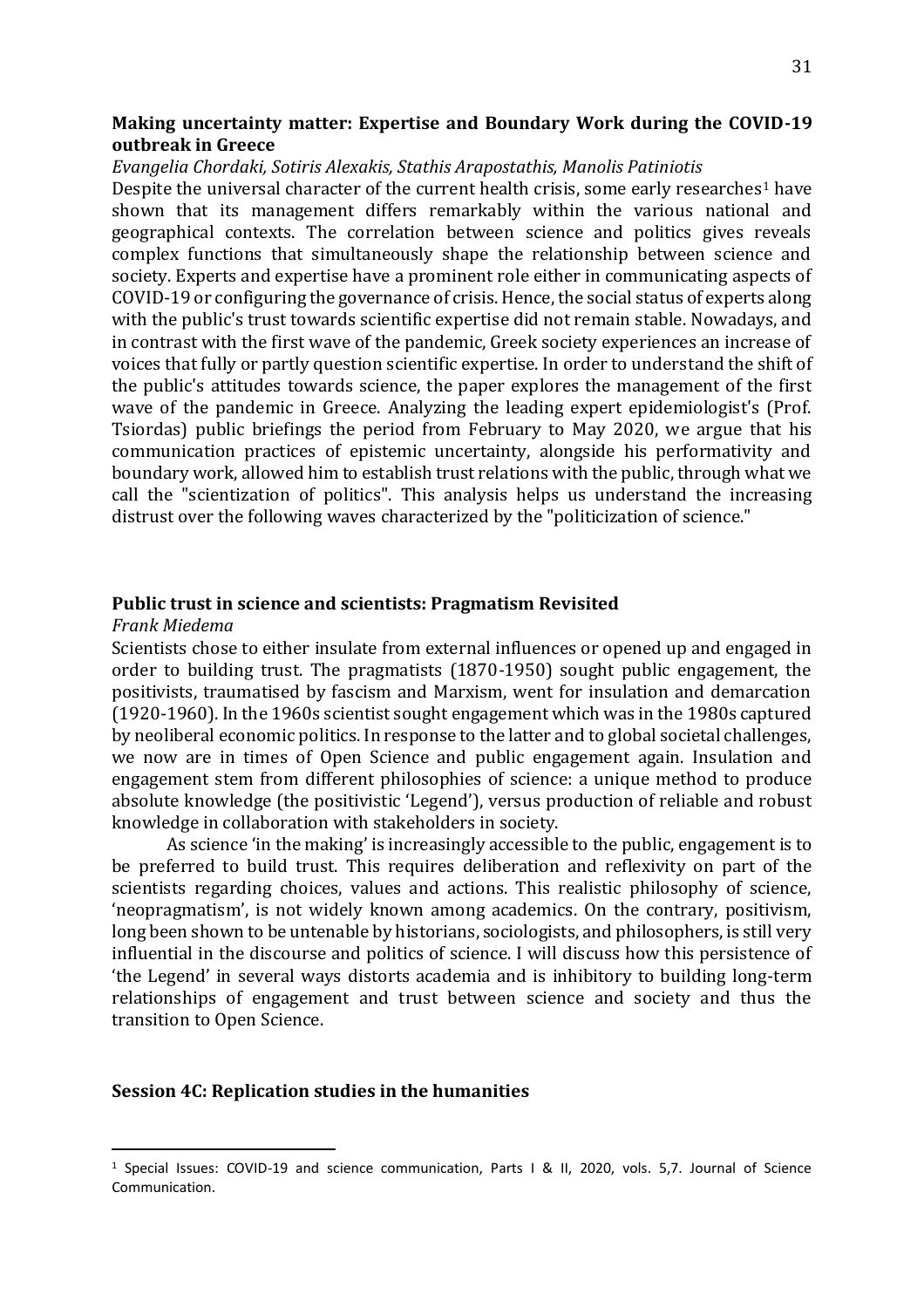### Making uncertainty matter: Expertise and Boundary Work during the COVID-19 outbreak in Greece

*Evangelia Chordaki, Sotiris Alexakis, Stathis Arapostathis, Manolis Patiniotis*

Despite the universal character of the current health crisis, some early researches[1] have shown that its management differs remarkably within the various national and geographical contexts. The correlation between science and politics gives reveals complex functions that simultaneously shape the relationship between science and society. Experts and expertise have a prominent role either in communicating aspects of COVID-19 or configuring the governance of crisis. Hence, the social status of experts along with the public's trust towards scientific expertise did not remain stable. Nowadays, and in contrast with the first wave of the pandemic, Greek society experiences an increase of voices that fully or partly question scientific expertise. In order to understand the shift of the public's attitudes towards science, the paper explores the management of the first wave of the pandemic in Greece. Analyzing the leading expert epidemiologist's (Prof. Tsiordas) public briefings the period from February to May 2020, we argue that his communication practices of epistemic uncertainty, alongside his performativity and boundary work, allowed him to establish trust relations with the public, through what we call the "scientization of politics". This analysis helps us understand the increasing distrust over the following waves characterized by the "politicization of science."

### Public trust in science and scientists: Pragmatism Revisited

*Frank Miedema*

Scientists chose to either insulate from external influences or opened up and engaged in order to building trust. The pragmatists (1870-1950) sought public engagement, the positivists, traumatised by fascism and Marxism, went for insulation and demarcation (1920-1960). In the 1960s scientist sought engagement which was in the 1980s captured by neoliberal economic politics. In response to the latter and to global societal challenges, we now are in times of Open Science and public engagement again. Insulation and engagement stem from different philosophies of science: a unique method to produce absolute knowledge (the positivistic 'Legend'), versus production of reliable and robust knowledge in collaboration with stakeholders in society.

As science 'in the making' is increasingly accessible to the public, engagement is to be preferred to build trust. This requires deliberation and reflexivity on part of the scientists regarding choices, values and actions. This realistic philosophy of science, 'neopragmatism', is not widely known among academics. On the contrary, positivism, long been shown to be untenable by historians, sociologists, and philosophers, is still very influential in the discourse and politics of science. I will discuss how this persistence of 'the Legend' in several ways distorts academia and is inhibitory to building long-term relationships of engagement and trust between science and society and thus the transition to Open Science.

### Session 4C: Replication studies in the humanities

---

[1] Special Issues: COVID-19 and science communication, Parts I & II, 2020, vols. 5,7. Journal of Science Communication.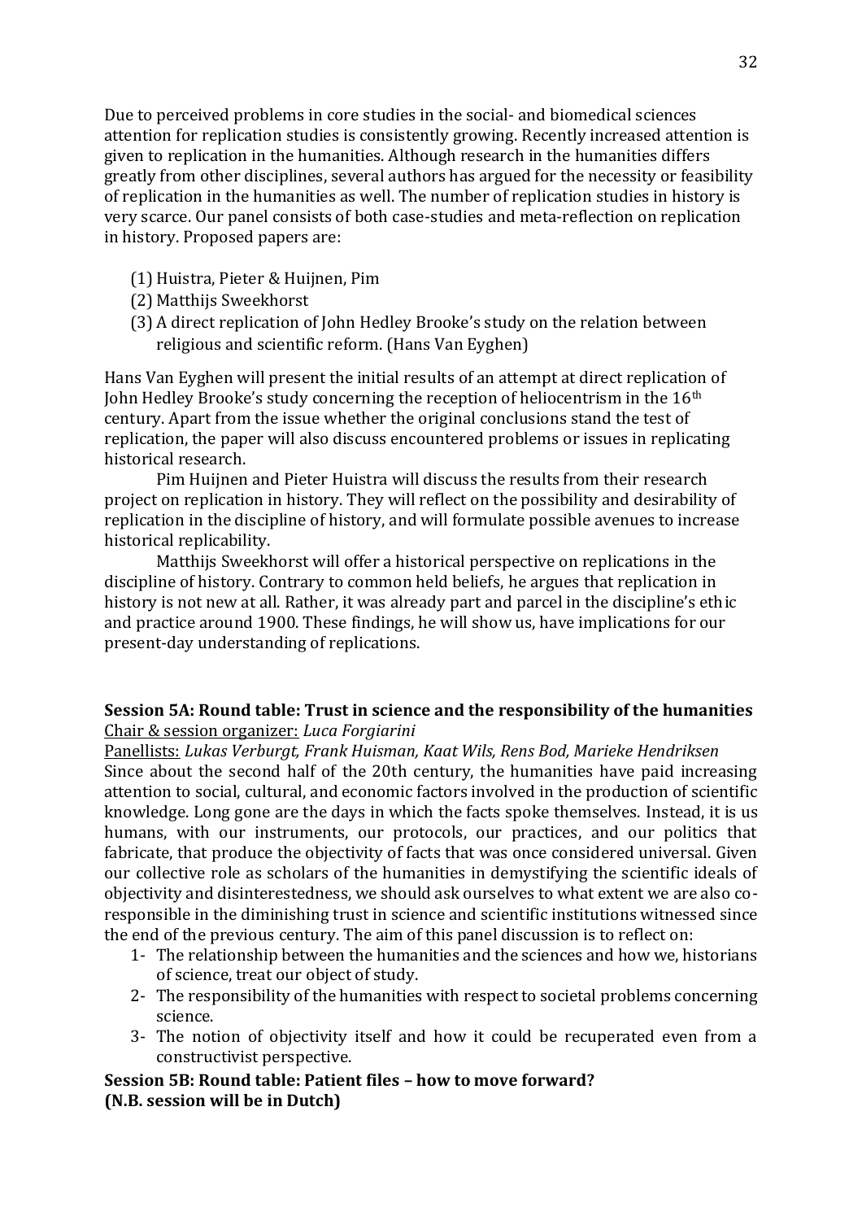Due to perceived problems in core studies in the social- and biomedical sciences attention for replication studies is consistently growing. Recently increased attention is given to replication in the humanities. Although research in the humanities differs greatly from other disciplines, several authors has argued for the necessity or feasibility of replication in the humanities as well. The number of replication studies in history is very scarce. Our panel consists of both case-studies and meta-reflection on replication in history. Proposed papers are:

(1) Huistra, Pieter & Huijnen, Pim
(2) Matthijs Sweekhorst
(3) A direct replication of John Hedley Brooke's study on the relation between religious and scientific reform. (Hans Van Eyghen)

Hans Van Eyghen will present the initial results of an attempt at direct replication of John Hedley Brooke's study concerning the reception of heliocentrism in the 16th century. Apart from the issue whether the original conclusions stand the test of replication, the paper will also discuss encountered problems or issues in replicating historical research.

Pim Huijnen and Pieter Huistra will discuss the results from their research project on replication in history. They will reflect on the possibility and desirability of replication in the discipline of history, and will formulate possible avenues to increase historical replicability.

Matthijs Sweekhorst will offer a historical perspective on replications in the discipline of history. Contrary to common held beliefs, he argues that replication in history is not new at all. Rather, it was already part and parcel in the discipline's ethic and practice around 1900. These findings, he will show us, have implications for our present-day understanding of replications.

**Session 5A: Round table: Trust in science and the responsibility of the humanities**

Chair & session organizer: *Luca Forgiarini*

Panellists: *Lukas Verburgt, Frank Huisman, Kaat Wils, Rens Bod, Marieke Hendriksen*

Since about the second half of the 20th century, the humanities have paid increasing attention to social, cultural, and economic factors involved in the production of scientific knowledge. Long gone are the days in which the facts spoke themselves. Instead, it is us humans, with our instruments, our protocols, our practices, and our politics that fabricate, that produce the objectivity of facts that was once considered universal. Given our collective role as scholars of the humanities in demystifying the scientific ideals of objectivity and disinterestedness, we should ask ourselves to what extent we are also co-responsible in the diminishing trust in science and scientific institutions witnessed since the end of the previous century. The aim of this panel discussion is to reflect on:

1- The relationship between the humanities and the sciences and how we, historians of science, treat our object of study.
2- The responsibility of the humanities with respect to societal problems concerning science.
3- The notion of objectivity itself and how it could be recuperated even from a constructivist perspective.

**Session 5B: Round table: Patient files – how to move forward?**
**(N.B. session will be in Dutch)**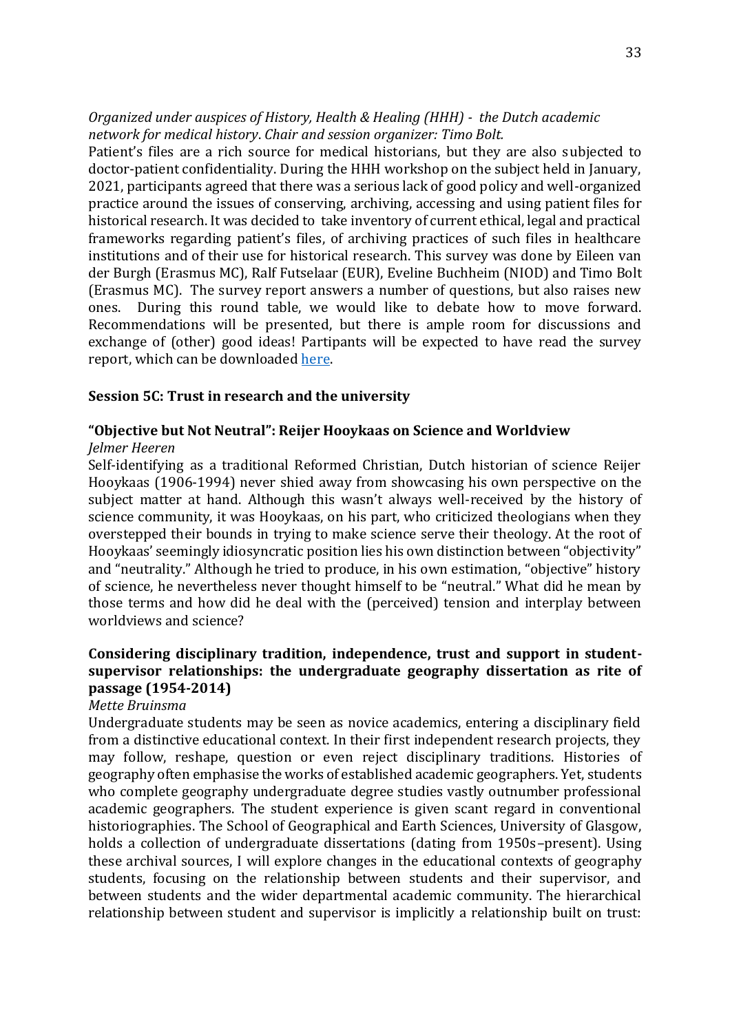*Organized under auspices of History, Health & Healing (HHH) - the Dutch academic network for medical history. Chair and session organizer: Timo Bolt.*

Patient's files are a rich source for medical historians, but they are also subjected to doctor-patient confidentiality. During the HHH workshop on the subject held in January, 2021, participants agreed that there was a serious lack of good policy and well-organized practice around the issues of conserving, archiving, accessing and using patient files for historical research. It was decided to take inventory of current ethical, legal and practical frameworks regarding patient's files, of archiving practices of such files in healthcare institutions and of their use for historical research. This survey was done by Eileen van der Burgh (Erasmus MC), Ralf Futselaar (EUR), Eveline Buchheim (NIOD) and Timo Bolt (Erasmus MC). The survey report answers a number of questions, but also raises new ones. During this round table, we would like to debate how to move forward. Recommendations will be presented, but there is ample room for discussions and exchange of (other) good ideas! Partipants will be expected to have read the survey report, which can be downloaded here.

## Session 5C: Trust in research and the university

### "Objective but Not Neutral": Reijer Hooykaas on Science and Worldview

*Jelmer Heeren*

Self-identifying as a traditional Reformed Christian, Dutch historian of science Reijer Hooykaas (1906-1994) never shied away from showcasing his own perspective on the subject matter at hand. Although this wasn't always well-received by the history of science community, it was Hooykaas, on his part, who criticized theologians when they overstepped their bounds in trying to make science serve their theology. At the root of Hooykaas' seemingly idiosyncratic position lies his own distinction between "objectivity" and "neutrality." Although he tried to produce, in his own estimation, "objective" history of science, he nevertheless never thought himself to be "neutral." What did he mean by those terms and how did he deal with the (perceived) tension and interplay between worldviews and science?

### Considering disciplinary tradition, independence, trust and support in student-supervisor relationships: the undergraduate geography dissertation as rite of passage (1954-2014)

*Mette Bruinsma*

Undergraduate students may be seen as novice academics, entering a disciplinary field from a distinctive educational context. In their first independent research projects, they may follow, reshape, question or even reject disciplinary traditions. Histories of geography often emphasise the works of established academic geographers. Yet, students who complete geography undergraduate degree studies vastly outnumber professional academic geographers. The student experience is given scant regard in conventional historiographies. The School of Geographical and Earth Sciences, University of Glasgow, holds a collection of undergraduate dissertations (dating from 1950s–present). Using these archival sources, I will explore changes in the educational contexts of geography students, focusing on the relationship between students and their supervisor, and between students and the wider departmental academic community. The hierarchical relationship between student and supervisor is implicitly a relationship built on trust: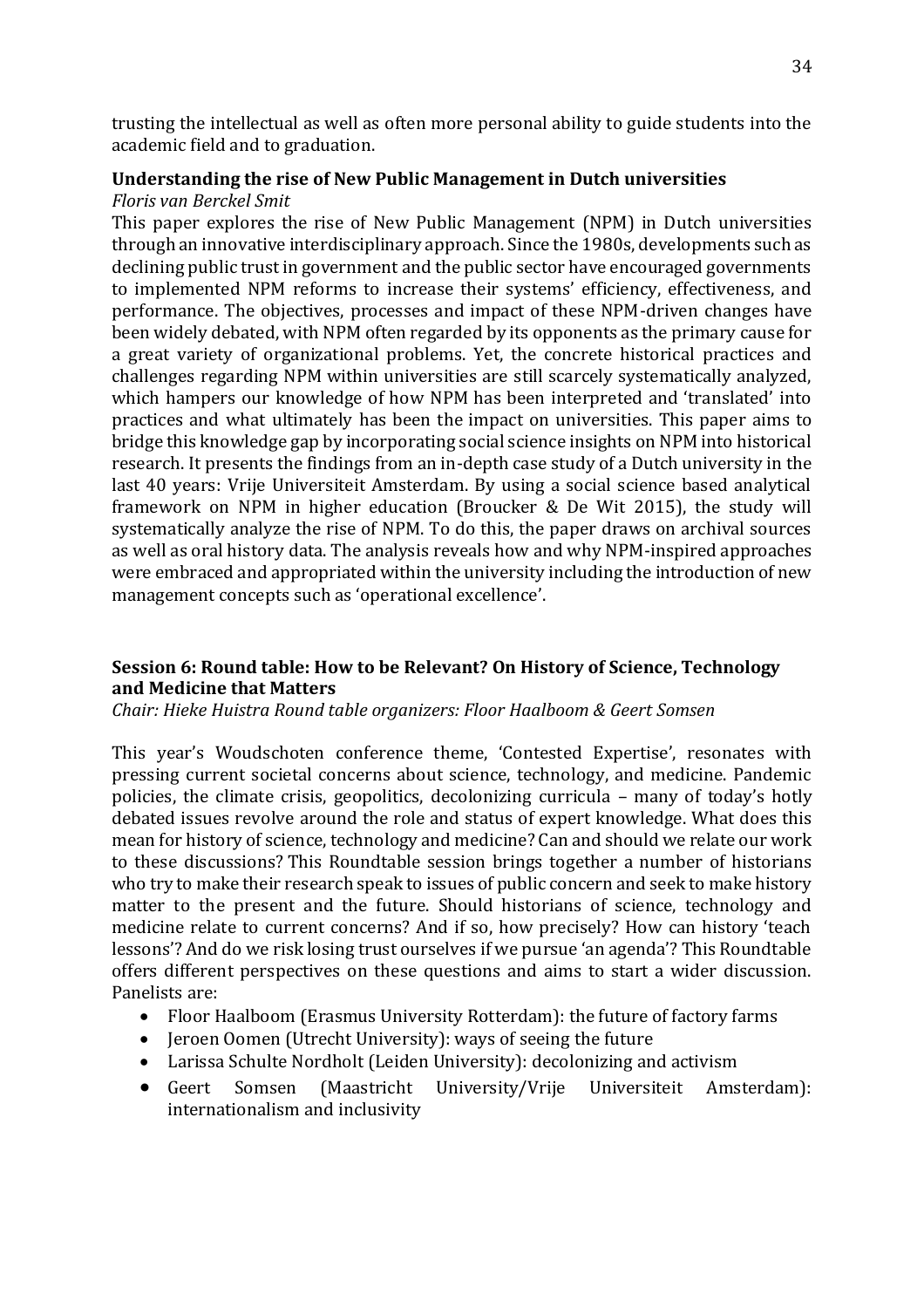trusting the intellectual as well as often more personal ability to guide students into the academic field and to graduation.

### Understanding the rise of New Public Management in Dutch universities

*Floris van Berckel Smit*

This paper explores the rise of New Public Management (NPM) in Dutch universities through an innovative interdisciplinary approach. Since the 1980s, developments such as declining public trust in government and the public sector have encouraged governments to implemented NPM reforms to increase their systems' efficiency, effectiveness, and performance. The objectives, processes and impact of these NPM-driven changes have been widely debated, with NPM often regarded by its opponents as the primary cause for a great variety of organizational problems. Yet, the concrete historical practices and challenges regarding NPM within universities are still scarcely systematically analyzed, which hampers our knowledge of how NPM has been interpreted and 'translated' into practices and what ultimately has been the impact on universities. This paper aims to bridge this knowledge gap by incorporating social science insights on NPM into historical research. It presents the findings from an in-depth case study of a Dutch university in the last 40 years: Vrije Universiteit Amsterdam. By using a social science based analytical framework on NPM in higher education (Broucker & De Wit 2015), the study will systematically analyze the rise of NPM. To do this, the paper draws on archival sources as well as oral history data. The analysis reveals how and why NPM-inspired approaches were embraced and appropriated within the university including the introduction of new management concepts such as 'operational excellence'.

### Session 6: Round table: How to be Relevant? On History of Science, Technology and Medicine that Matters

*Chair: Hieke Huistra Round table organizers: Floor Haalboom & Geert Somsen*

This year's Woudschoten conference theme, 'Contested Expertise', resonates with pressing current societal concerns about science, technology, and medicine. Pandemic policies, the climate crisis, geopolitics, decolonizing curricula – many of today's hotly debated issues revolve around the role and status of expert knowledge. What does this mean for history of science, technology and medicine? Can and should we relate our work to these discussions? This Roundtable session brings together a number of historians who try to make their research speak to issues of public concern and seek to make history matter to the present and the future. Should historians of science, technology and medicine relate to current concerns? And if so, how precisely? How can history 'teach lessons'? And do we risk losing trust ourselves if we pursue 'an agenda'? This Roundtable offers different perspectives on these questions and aims to start a wider discussion. Panelists are:

- Floor Haalboom (Erasmus University Rotterdam): the future of factory farms
- Jeroen Oomen (Utrecht University): ways of seeing the future
- Larissa Schulte Nordholt (Leiden University): decolonizing and activism
- Geert Somsen (Maastricht University/Vrije Universiteit Amsterdam): internationalism and inclusivity